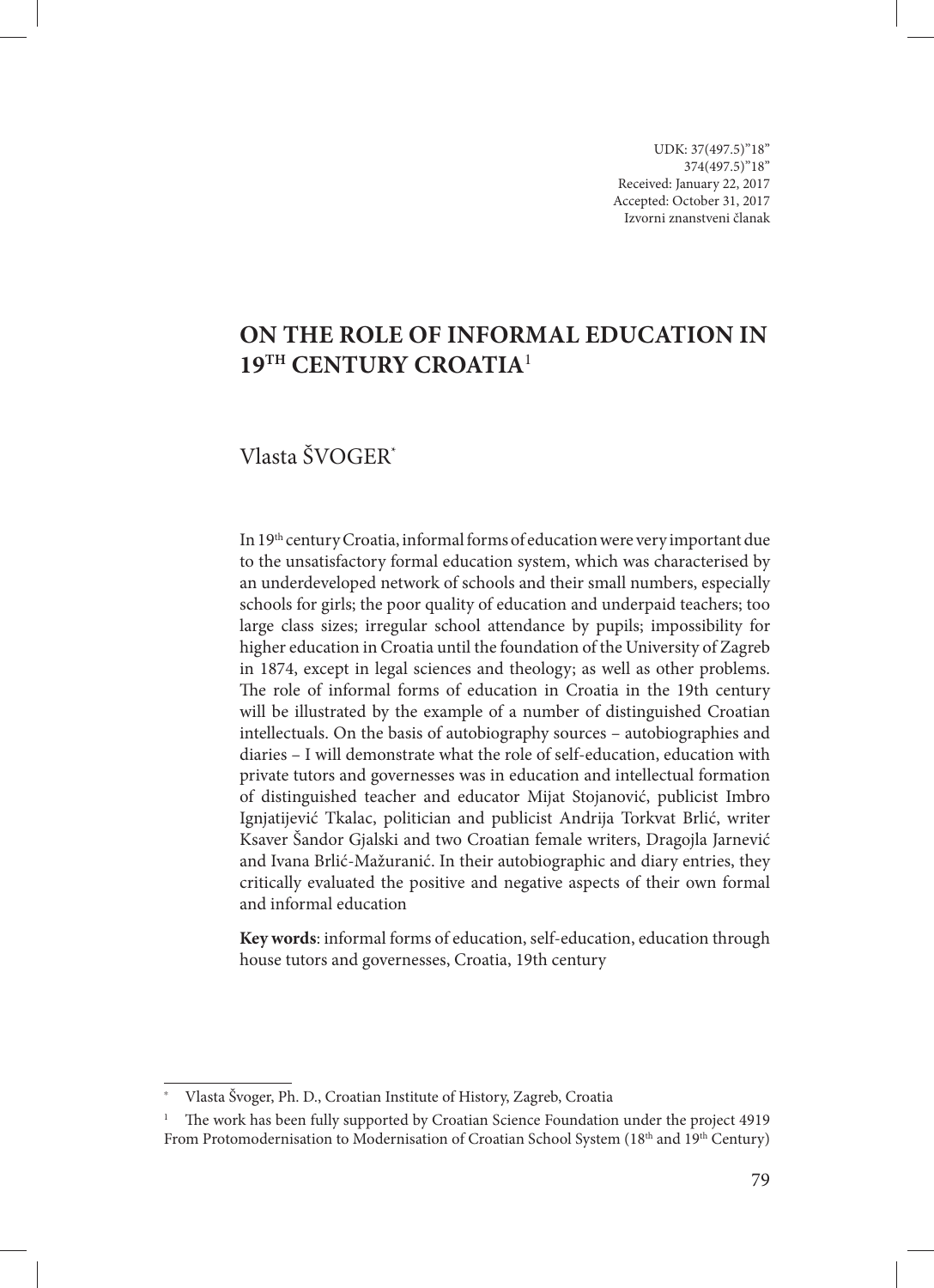UDK: 37(497.5)"18"
374(497.5)"18"
Received: January 22, 2017
Accepted: October 31, 2017
Izvorni znanstveni članak

# ON THE ROLE OF INFORMAL EDUCATION IN 19TH CENTURY CROATIA[1]

Vlasta ŠVOGER[*]

In 19th century Croatia, informal forms of education were very important due to the unsatisfactory formal education system, which was characterised by an underdeveloped network of schools and their small numbers, especially schools for girls; the poor quality of education and underpaid teachers; too large class sizes; irregular school attendance by pupils; impossibility for higher education in Croatia until the foundation of the University of Zagreb in 1874, except in legal sciences and theology; as well as other problems. The role of informal forms of education in Croatia in the 19th century will be illustrated by the example of a number of distinguished Croatian intellectuals. On the basis of autobiography sources – autobiographies and diaries – I will demonstrate what the role of self-education, education with private tutors and governesses was in education and intellectual formation of distinguished teacher and educator Mijat Stojanović, publicist Imbro Ignjatijević Tkalac, politician and publicist Andrija Torkvat Brlić, writer Ksaver Šandor Gjalski and two Croatian female writers, Dragojla Jarnević and Ivana Brlić-Mažuranić. In their autobiographic and diary entries, they critically evaluated the positive and negative aspects of their own formal and informal education

**Key words**: informal forms of education, self-education, education through house tutors and governesses, Croatia, 19th century

---

[*] Vlasta Švoger, Ph. D., Croatian Institute of History, Zagreb, Croatia

[1] The work has been fully supported by Croatian Science Foundation under the project 4919 From Protomodernisation to Modernisation of Croatian School System (18th and 19th Century)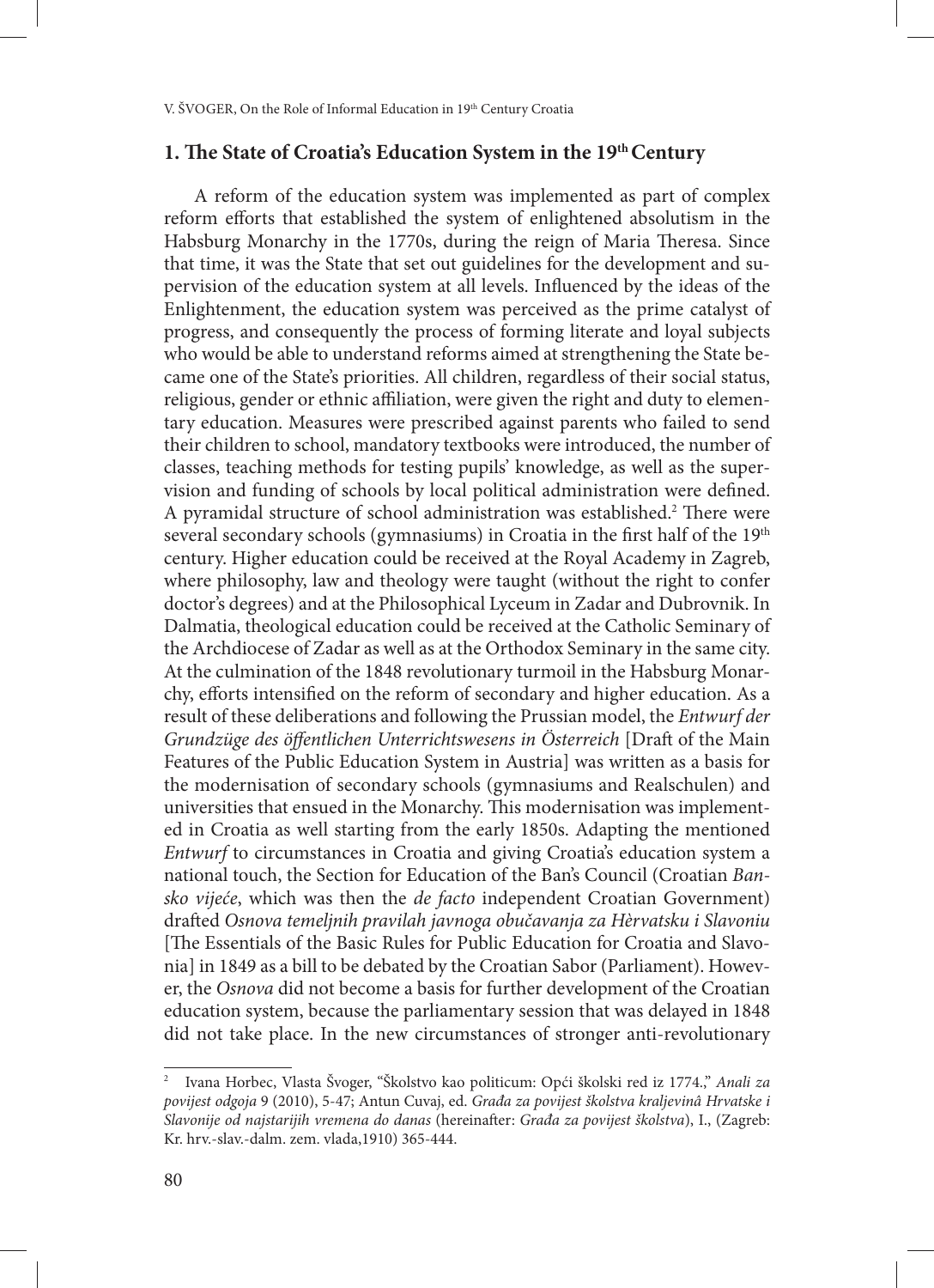## 1. The State of Croatia's Education System in the 19th Century

A reform of the education system was implemented as part of complex reform efforts that established the system of enlightened absolutism in the Habsburg Monarchy in the 1770s, during the reign of Maria Theresa. Since that time, it was the State that set out guidelines for the development and supervision of the education system at all levels. Influenced by the ideas of the Enlightenment, the education system was perceived as the prime catalyst of progress, and consequently the process of forming literate and loyal subjects who would be able to understand reforms aimed at strengthening the State became one of the State's priorities. All children, regardless of their social status, religious, gender or ethnic affiliation, were given the right and duty to elementary education. Measures were prescribed against parents who failed to send their children to school, mandatory textbooks were introduced, the number of classes, teaching methods for testing pupils' knowledge, as well as the supervision and funding of schools by local political administration were defined. A pyramidal structure of school administration was established.[2] There were several secondary schools (gymnasiums) in Croatia in the first half of the 19th century. Higher education could be received at the Royal Academy in Zagreb, where philosophy, law and theology were taught (without the right to confer doctor's degrees) and at the Philosophical Lyceum in Zadar and Dubrovnik. In Dalmatia, theological education could be received at the Catholic Seminary of the Archdiocese of Zadar as well as at the Orthodox Seminary in the same city. At the culmination of the 1848 revolutionary turmoil in the Habsburg Monarchy, efforts intensified on the reform of secondary and higher education. As a result of these deliberations and following the Prussian model, the *Entwurf der Grundzüge des öffentlichen Unterrichtswesens in Österreich* [Draft of the Main Features of the Public Education System in Austria] was written as a basis for the modernisation of secondary schools (gymnasiums and Realschulen) and universities that ensued in the Monarchy. This modernisation was implemented in Croatia as well starting from the early 1850s. Adapting the mentioned *Entwurf* to circumstances in Croatia and giving Croatia's education system a national touch, the Section for Education of the Ban's Council (Croatian *Bansko vijeće*, which was then the *de facto* independent Croatian Government) drafted *Osnova temeljnih pravilah javnoga obučavanja za Hèrvatsku i Slavoniu* [The Essentials of the Basic Rules for Public Education for Croatia and Slavonia] in 1849 as a bill to be debated by the Croatian Sabor (Parliament). However, the *Osnova* did not become a basis for further development of the Croatian education system, because the parliamentary session that was delayed in 1848 did not take place. In the new circumstances of stronger anti-revolutionary

---

[2] Ivana Horbec, Vlasta Švoger, "Školstvo kao politicum: Opći školski red iz 1774.," *Anali za povijest odgoja* 9 (2010), 5-47; Antun Cuvaj, ed. *Građa za povijest školstva kraljevinâ Hrvatske i Slavonije od najstarijih vremena do danas* (hereinafter: *Građa za povijest školstva*), I., (Zagreb: Kr. hrv.-slav.-dalm. zem. vlada,1910) 365-444.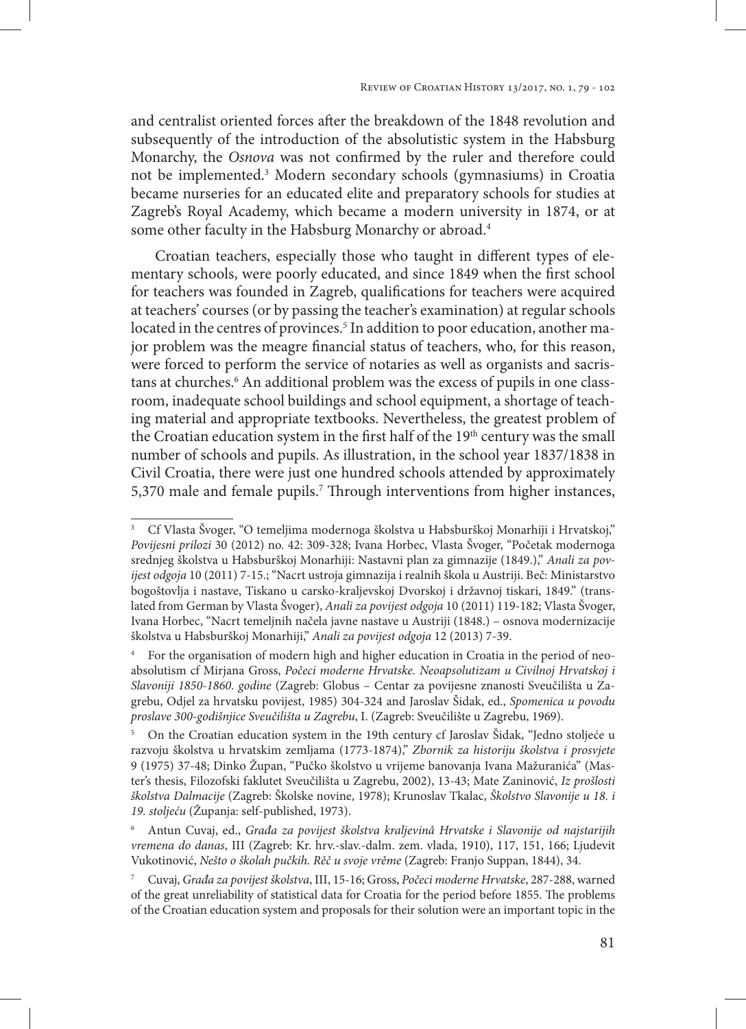and centralist oriented forces after the breakdown of the 1848 revolution and subsequently of the introduction of the absolutistic system in the Habsburg Monarchy, the *Osnova* was not confirmed by the ruler and therefore could not be implemented.[3] Modern secondary schools (gymnasiums) in Croatia became nurseries for an educated elite and preparatory schools for studies at Zagreb's Royal Academy, which became a modern university in 1874, or at some other faculty in the Habsburg Monarchy or abroad.[4]

Croatian teachers, especially those who taught in different types of elementary schools, were poorly educated, and since 1849 when the first school for teachers was founded in Zagreb, qualifications for teachers were acquired at teachers' courses (or by passing the teacher's examination) at regular schools located in the centres of provinces.[5] In addition to poor education, another major problem was the meagre financial status of teachers, who, for this reason, were forced to perform the service of notaries as well as organists and sacristans at churches.[6] An additional problem was the excess of pupils in one classroom, inadequate school buildings and school equipment, a shortage of teaching material and appropriate textbooks. Nevertheless, the greatest problem of the Croatian education system in the first half of the 19th century was the small number of schools and pupils. As illustration, in the school year 1837/1838 in Civil Croatia, there were just one hundred schools attended by approximately 5,370 male and female pupils.[7] Through interventions from higher instances,

---

[3] Cf Vlasta Švoger, "O temeljima modernoga školstva u Habsburškoj Monarhiji i Hrvatskoj," *Povijesni prilozi* 30 (2012) no. 42: 309-328; Ivana Horbec, Vlasta Švoger, "Početak modernoga srednjeg školstva u Habsburškoj Monarhiji: Nastavni plan za gimnazije (1849.)," *Anali za povijest odgoja* 10 (2011) 7-15.; "Nacrt ustroja gimnazija i realnih škola u Austriji. Beč: Ministarstvo bogoštovlja i nastave, Tiskano u carsko-kraljevskoj Dvorskoj i državnoj tiskari, 1849." (translated from German by Vlasta Švoger), *Anali za povijest odgoja* 10 (2011) 119-182; Vlasta Švoger, Ivana Horbec, "Nacrt temeljnih načela javne nastave u Austriji (1848.) – osnova modernizacije školstva u Habsburškoj Monarhiji," *Anali za povijest odgoja* 12 (2013) 7-39.

[4] For the organisation of modern high and higher education in Croatia in the period of neo-absolutism cf Mirjana Gross, *Počeci moderne Hrvatske. Neoapsolutizam u Civilnoj Hrvatskoj i Slavoniji 1850-1860. godine* (Zagreb: Globus – Centar za povijesne znanosti Sveučilišta u Zagrebu, Odjel za hrvatsku povijest, 1985) 304-324 and Jaroslav Šidak, ed., *Spomenica u povodu proslave 300-godišnjice Sveučilišta u Zagrebu*, I. (Zagreb: Sveučilište u Zagrebu, 1969).

[5] On the Croatian education system in the 19th century cf Jaroslav Šidak, "Jedno stoljeće u razvoju školstva u hrvatskim zemljama (1773-1874)," *Zbornik za historiju školstva i prosvjete* 9 (1975) 37-48; Dinko Župan, "Pučko školstvo u vrijeme banovanja Ivana Mažuranića" (Master's thesis, Filozofski faklutet Sveučilišta u Zagrebu, 2002), 13-43; Mate Zaninović, *Iz prošlosti školstva Dalmacije* (Zagreb: Školske novine, 1978); Krunoslav Tkalac, *Školstvo Slavonije u 18. i 19. stoljeću* (Županja: self-published, 1973).

[6] Antun Cuvaj, ed., *Građa za povijest školstva kraljevinâ Hrvatske i Slavonije od najstarijih vremena do danas*, III (Zagreb: Kr. hrv.-slav.-dalm. zem. vlada, 1910), 117, 151, 166; Ljudevit Vukotinović, *Nešto o školah pučkih. Rěč u svoje vrěme* (Zagreb: Franjo Suppan, 1844), 34.

[7] Cuvaj, *Građa za povijest školstva*, III, 15-16; Gross, *Počeci moderne Hrvatske*, 287-288, warned of the great unreliability of statistical data for Croatia for the period before 1855. The problems of the Croatian education system and proposals for their solution were an important topic in the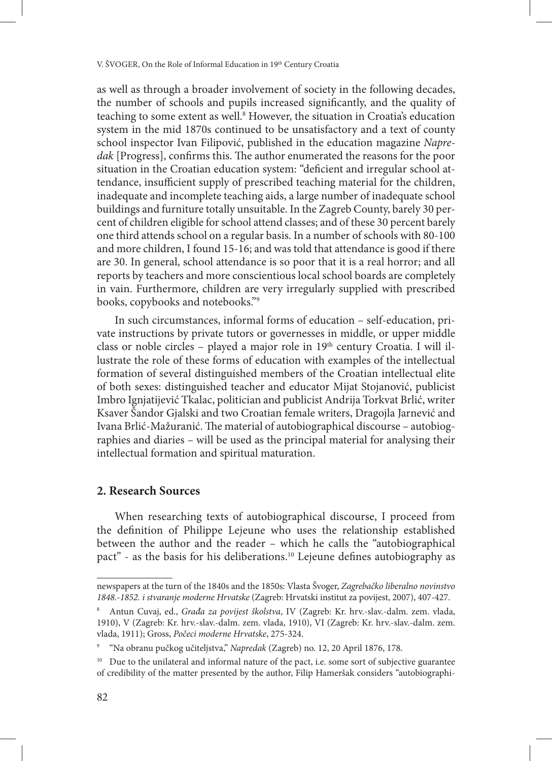as well as through a broader involvement of society in the following decades, the number of schools and pupils increased significantly, and the quality of teaching to some extent as well.[8] However, the situation in Croatia's education system in the mid 1870s continued to be unsatisfactory and a text of county school inspector Ivan Filipović, published in the education magazine *Napredak* [Progress], confirms this. The author enumerated the reasons for the poor situation in the Croatian education system: "deficient and irregular school attendance, insufficient supply of prescribed teaching material for the children, inadequate and incomplete teaching aids, a large number of inadequate school buildings and furniture totally unsuitable. In the Zagreb County, barely 30 percent of children eligible for school attend classes; and of these 30 percent barely one third attends school on a regular basis. In a number of schools with 80-100 and more children, I found 15-16; and was told that attendance is good if there are 30. In general, school attendance is so poor that it is a real horror; and all reports by teachers and more conscientious local school boards are completely in vain. Furthermore, children are very irregularly supplied with prescribed books, copybooks and notebooks."[9]

In such circumstances, informal forms of education – self-education, private instructions by private tutors or governesses in middle, or upper middle class or noble circles – played a major role in 19th century Croatia. I will illustrate the role of these forms of education with examples of the intellectual formation of several distinguished members of the Croatian intellectual elite of both sexes: distinguished teacher and educator Mijat Stojanović, publicist Imbro Ignjatijević Tkalac, politician and publicist Andrija Torkvat Brlić, writer Ksaver Šandor Gjalski and two Croatian female writers, Dragojla Jarnević and Ivana Brlić-Mažuranić. The material of autobiographical discourse – autobiographies and diaries – will be used as the principal material for analysing their intellectual formation and spiritual maturation.

## 2. Research Sources

When researching texts of autobiographical discourse, I proceed from the definition of Philippe Lejeune who uses the relationship established between the author and the reader – which he calls the "autobiographical pact" - as the basis for his deliberations.[10] Lejeune defines autobiography as

---

newspapers at the turn of the 1840s and the 1850s: Vlasta Švoger, *Zagrebačko liberalno novinstvo 1848.-1852. i stvaranje moderne Hrvatske* (Zagreb: Hrvatski institut za povijest, 2007), 407-427.

[8] Antun Cuvaj, ed., *Građa za povijest školstva*, IV (Zagreb: Kr. hrv.-slav.-dalm. zem. vlada, 1910), V (Zagreb: Kr. hrv.-slav.-dalm. zem. vlada, 1910), VI (Zagreb: Kr. hrv.-slav.-dalm. zem. vlada, 1911); Gross, *Počeci moderne Hrvatske*, 275-324.

[9] "Na obranu pučkog učiteljstva," *Napredak* (Zagreb) no. 12, 20 April 1876, 178.

[10] Due to the unilateral and informal nature of the pact, i.e. some sort of subjective guarantee of credibility of the matter presented by the author, Filip Hameršak considers "autobiographi-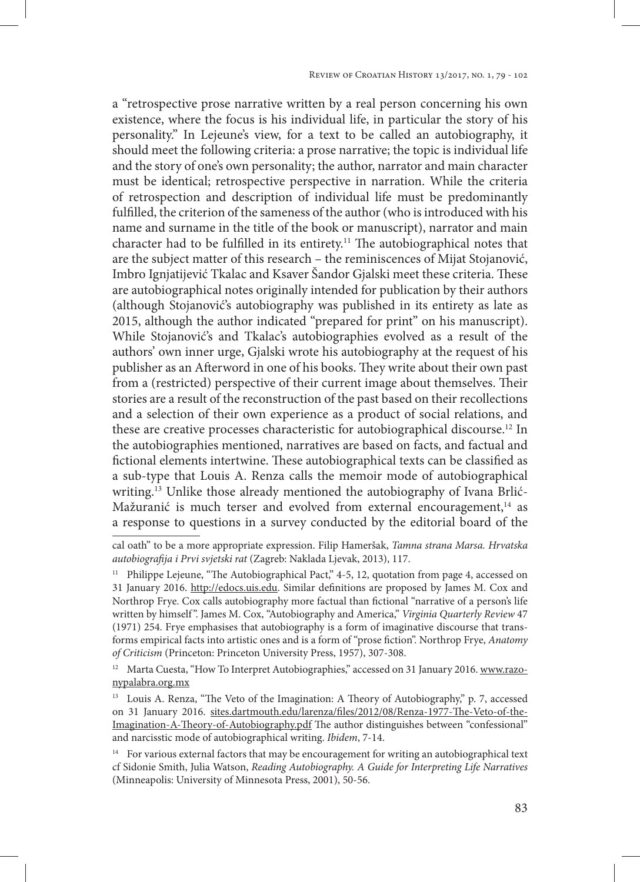a "retrospective prose narrative written by a real person concerning his own existence, where the focus is his individual life, in particular the story of his personality." In Lejeune's view, for a text to be called an autobiography, it should meet the following criteria: a prose narrative; the topic is individual life and the story of one's own personality; the author, narrator and main character must be identical; retrospective perspective in narration. While the criteria of retrospection and description of individual life must be predominantly fulfilled, the criterion of the sameness of the author (who is introduced with his name and surname in the title of the book or manuscript), narrator and main character had to be fulfilled in its entirety.[11] The autobiographical notes that are the subject matter of this research – the reminiscences of Mijat Stojanović, Imbro Ignjatijević Tkalac and Ksaver Šandor Gjalski meet these criteria. These are autobiographical notes originally intended for publication by their authors (although Stojanović's autobiography was published in its entirety as late as 2015, although the author indicated "prepared for print" on his manuscript). While Stojanović's and Tkalac's autobiographies evolved as a result of the authors' own inner urge, Gjalski wrote his autobiography at the request of his publisher as an Afterword in one of his books. They write about their own past from a (restricted) perspective of their current image about themselves. Their stories are a result of the reconstruction of the past based on their recollections and a selection of their own experience as a product of social relations, and these are creative processes characteristic for autobiographical discourse.[12] In the autobiographies mentioned, narratives are based on facts, and factual and fictional elements intertwine. These autobiographical texts can be classified as a sub-type that Louis A. Renza calls the memoir mode of autobiographical writing.[13] Unlike those already mentioned the autobiography of Ivana Brlić-Mažuranić is much terser and evolved from external encouragement,[14] as a response to questions in a survey conducted by the editorial board of the

---

cal oath" to be a more appropriate expression. Filip Hameršak, *Tamna strana Marsa. Hrvatska autobiografija i Prvi svjetski rat* (Zagreb: Naklada Ljevak, 2013), 117.

[11] Philippe Lejeune, "The Autobiographical Pact," 4-5, 12, quotation from page 4, accessed on 31 January 2016. http://edocs.uis.edu. Similar definitions are proposed by James M. Cox and Northrop Frye. Cox calls autobiography more factual than fictional "narrative of a person's life written by himself". James M. Cox, "Autobiography and America," *Virginia Quarterly Review* 47 (1971) 254. Frye emphasises that autobiography is a form of imaginative discourse that transforms empirical facts into artistic ones and is a form of "prose fiction". Northrop Frye, *Anatomy of Criticism* (Princeton: Princeton University Press, 1957), 307-308.

[12] Marta Cuesta, "How To Interpret Autobiographies," accessed on 31 January 2016. www.razonypalabra.org.mx

[13] Louis A. Renza, "The Veto of the Imagination: A Theory of Autobiography," p. 7, accessed on 31 January 2016. sites.dartmouth.edu/larenza/files/2012/08/Renza-1977-The-Veto-of-the-Imagination-A-Theory-of-Autobiography.pdf The author distinguishes between "confessional" and narcisstic mode of autobiographical writing. *Ibidem*, 7-14.

[14] For various external factors that may be encouragement for writing an autobiographical text cf Sidonie Smith, Julia Watson, *Reading Autobiography. A Guide for Interpreting Life Narratives* (Minneapolis: University of Minnesota Press, 2001), 50-56.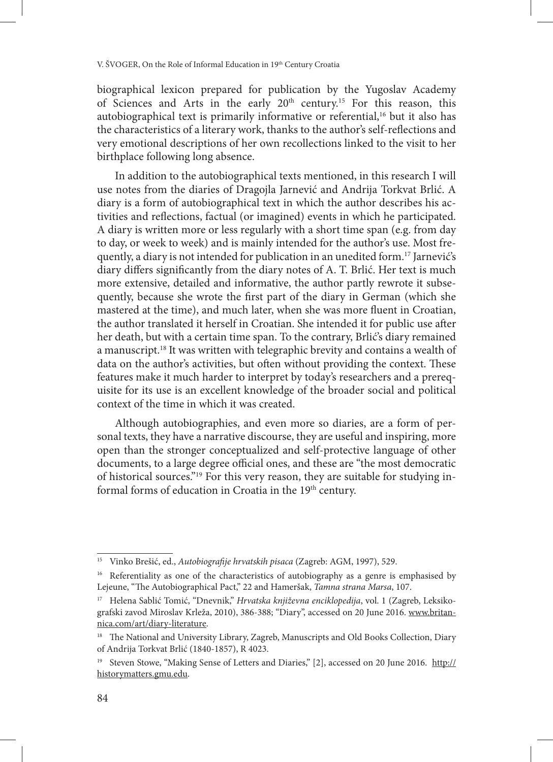biographical lexicon prepared for publication by the Yugoslav Academy of Sciences and Arts in the early 20th century.[15] For this reason, this autobiographical text is primarily informative or referential,[16] but it also has the characteristics of a literary work, thanks to the author's self-reflections and very emotional descriptions of her own recollections linked to the visit to her birthplace following long absence.

In addition to the autobiographical texts mentioned, in this research I will use notes from the diaries of Dragojla Jarnević and Andrija Torkvat Brlić. A diary is a form of autobiographical text in which the author describes his activities and reflections, factual (or imagined) events in which he participated. A diary is written more or less regularly with a short time span (e.g. from day to day, or week to week) and is mainly intended for the author's use. Most frequently, a diary is not intended for publication in an unedited form.[17] Jarnević's diary differs significantly from the diary notes of A. T. Brlić. Her text is much more extensive, detailed and informative, the author partly rewrote it subsequently, because she wrote the first part of the diary in German (which she mastered at the time), and much later, when she was more fluent in Croatian, the author translated it herself in Croatian. She intended it for public use after her death, but with a certain time span. To the contrary, Brlić's diary remained a manuscript.[18] It was written with telegraphic brevity and contains a wealth of data on the author's activities, but often without providing the context. These features make it much harder to interpret by today's researchers and a prerequisite for its use is an excellent knowledge of the broader social and political context of the time in which it was created.

Although autobiographies, and even more so diaries, are a form of personal texts, they have a narrative discourse, they are useful and inspiring, more open than the stronger conceptualized and self-protective language of other documents, to a large degree official ones, and these are "the most democratic of historical sources."[19] For this very reason, they are suitable for studying informal forms of education in Croatia in the 19th century.

---

[15] Vinko Brešić, ed., *Autobiografije hrvatskih pisaca* (Zagreb: AGM, 1997), 529.

[16] Referentiality as one of the characteristics of autobiography as a genre is emphasised by Lejeune, "The Autobiographical Pact," 22 and Hameršak, *Tamna strana Marsa*, 107.

[17] Helena Sablić Tomić, "Dnevnik," *Hrvatska književna enciklopedija*, vol. 1 (Zagreb, Leksikografski zavod Miroslav Krleža, 2010), 386-388; "Diary", accessed on 20 June 2016. www.britannica.com/art/diary-literature.

[18] The National and University Library, Zagreb, Manuscripts and Old Books Collection, Diary of Andrija Torkvat Brlić (1840-1857), R 4023.

[19] Steven Stowe, "Making Sense of Letters and Diaries," [2], accessed on 20 June 2016. http://historymatters.gmu.edu.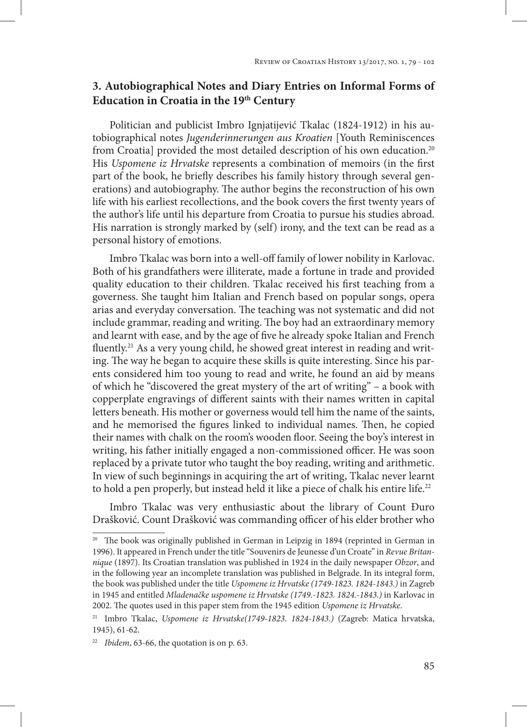## 3. Autobiographical Notes and Diary Entries on Informal Forms of Education in Croatia in the 19th Century

Politician and publicist Imbro Ignjatijević Tkalac (1824-1912) in his autobiographical notes *Jugenderinnerungen aus Kroatien* [Youth Reminiscences from Croatia] provided the most detailed description of his own education.[20] His *Uspomene iz Hrvatske* represents a combination of memoirs (in the first part of the book, he briefly describes his family history through several generations) and autobiography. The author begins the reconstruction of his own life with his earliest recollections, and the book covers the first twenty years of the author's life until his departure from Croatia to pursue his studies abroad. His narration is strongly marked by (self) irony, and the text can be read as a personal history of emotions.

Imbro Tkalac was born into a well-off family of lower nobility in Karlovac. Both of his grandfathers were illiterate, made a fortune in trade and provided quality education to their children. Tkalac received his first teaching from a governess. She taught him Italian and French based on popular songs, opera arias and everyday conversation. The teaching was not systematic and did not include grammar, reading and writing. The boy had an extraordinary memory and learnt with ease, and by the age of five he already spoke Italian and French fluently.[21] As a very young child, he showed great interest in reading and writing. The way he began to acquire these skills is quite interesting. Since his parents considered him too young to read and write, he found an aid by means of which he "discovered the great mystery of the art of writing" – a book with copperplate engravings of different saints with their names written in capital letters beneath. His mother or governess would tell him the name of the saints, and he memorised the figures linked to individual names. Then, he copied their names with chalk on the room's wooden floor. Seeing the boy's interest in writing, his father initially engaged a non-commissioned officer. He was soon replaced by a private tutor who taught the boy reading, writing and arithmetic. In view of such beginnings in acquiring the art of writing, Tkalac never learnt to hold a pen properly, but instead held it like a piece of chalk his entire life.[22]

Imbro Tkalac was very enthusiastic about the library of Count Đuro Drašković. Count Drašković was commanding officer of his elder brother who

---

[20] The book was originally published in German in Leipzig in 1894 (reprinted in German in 1996). It appeared in French under the title "Souvenirs de Jeunesse d'un Croate" in *Revue Britannique* (1897). Its Croatian translation was published in 1924 in the daily newspaper *Obzor*, and in the following year an incomplete translation was published in Belgrade. In its integral form, the book was published under the title *Uspomene iz Hrvatske (1749-1823. 1824-1843.)* in Zagreb in 1945 and entitled *Mladenačke uspomene iz Hrvatske (1749.-1823. 1824.-1843.)* in Karlovac in 2002. The quotes used in this paper stem from the 1945 edition *Uspomene iz Hrvatske*.

[21] Imbro Tkalac, *Uspomene iz Hrvatske(1749-1823. 1824-1843.)* (Zagreb: Matica hrvatska, 1945), 61-62.

[22] *Ibidem*, 63-66, the quotation is on p. 63.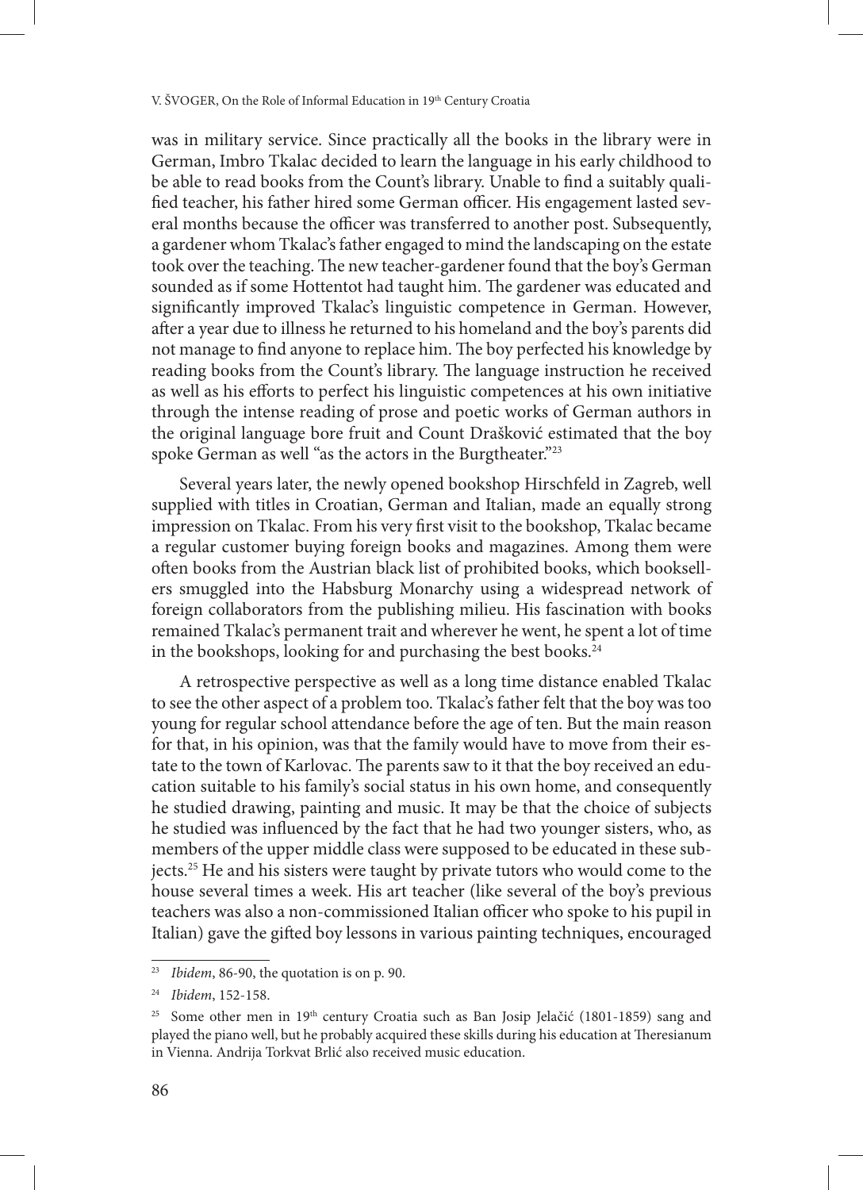was in military service. Since practically all the books in the library were in German, Imbro Tkalac decided to learn the language in his early childhood to be able to read books from the Count's library. Unable to find a suitably qualified teacher, his father hired some German officer. His engagement lasted several months because the officer was transferred to another post. Subsequently, a gardener whom Tkalac's father engaged to mind the landscaping on the estate took over the teaching. The new teacher-gardener found that the boy's German sounded as if some Hottentot had taught him. The gardener was educated and significantly improved Tkalac's linguistic competence in German. However, after a year due to illness he returned to his homeland and the boy's parents did not manage to find anyone to replace him. The boy perfected his knowledge by reading books from the Count's library. The language instruction he received as well as his efforts to perfect his linguistic competences at his own initiative through the intense reading of prose and poetic works of German authors in the original language bore fruit and Count Drašković estimated that the boy spoke German as well "as the actors in the Burgtheater."[23]

Several years later, the newly opened bookshop Hirschfeld in Zagreb, well supplied with titles in Croatian, German and Italian, made an equally strong impression on Tkalac. From his very first visit to the bookshop, Tkalac became a regular customer buying foreign books and magazines. Among them were often books from the Austrian black list of prohibited books, which booksellers smuggled into the Habsburg Monarchy using a widespread network of foreign collaborators from the publishing milieu. His fascination with books remained Tkalac's permanent trait and wherever he went, he spent a lot of time in the bookshops, looking for and purchasing the best books.[24]

A retrospective perspective as well as a long time distance enabled Tkalac to see the other aspect of a problem too. Tkalac's father felt that the boy was too young for regular school attendance before the age of ten. But the main reason for that, in his opinion, was that the family would have to move from their estate to the town of Karlovac. The parents saw to it that the boy received an education suitable to his family's social status in his own home, and consequently he studied drawing, painting and music. It may be that the choice of subjects he studied was influenced by the fact that he had two younger sisters, who, as members of the upper middle class were supposed to be educated in these subjects.[25] He and his sisters were taught by private tutors who would come to the house several times a week. His art teacher (like several of the boy's previous teachers was also a non-commissioned Italian officer who spoke to his pupil in Italian) gave the gifted boy lessons in various painting techniques, encouraged

---

[23] *Ibidem*, 86-90, the quotation is on p. 90.

[24] *Ibidem*, 152-158.

[25] Some other men in 19th century Croatia such as Ban Josip Jelačić (1801-1859) sang and played the piano well, but he probably acquired these skills during his education at Theresianum in Vienna. Andrija Torkvat Brlić also received music education.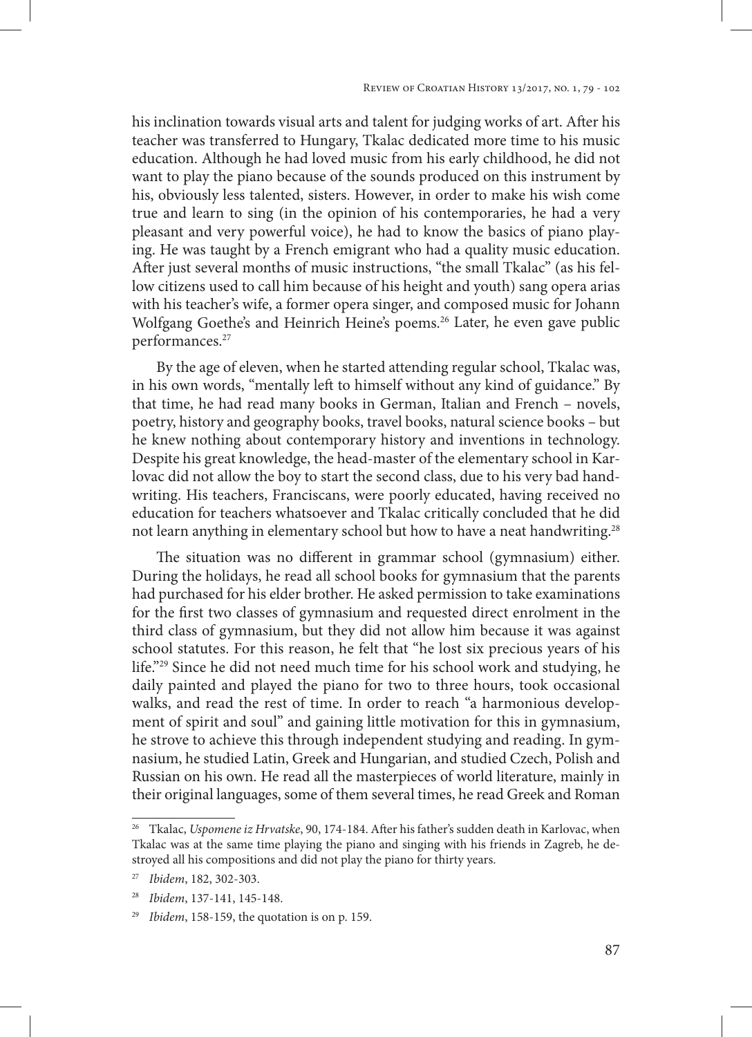his inclination towards visual arts and talent for judging works of art. After his teacher was transferred to Hungary, Tkalac dedicated more time to his music education. Although he had loved music from his early childhood, he did not want to play the piano because of the sounds produced on this instrument by his, obviously less talented, sisters. However, in order to make his wish come true and learn to sing (in the opinion of his contemporaries, he had a very pleasant and very powerful voice), he had to know the basics of piano playing. He was taught by a French emigrant who had a quality music education. After just several months of music instructions, "the small Tkalac" (as his fellow citizens used to call him because of his height and youth) sang opera arias with his teacher's wife, a former opera singer, and composed music for Johann Wolfgang Goethe's and Heinrich Heine's poems.[26] Later, he even gave public performances.[27]

By the age of eleven, when he started attending regular school, Tkalac was, in his own words, "mentally left to himself without any kind of guidance." By that time, he had read many books in German, Italian and French – novels, poetry, history and geography books, travel books, natural science books – but he knew nothing about contemporary history and inventions in technology. Despite his great knowledge, the head-master of the elementary school in Karlovac did not allow the boy to start the second class, due to his very bad handwriting. His teachers, Franciscans, were poorly educated, having received no education for teachers whatsoever and Tkalac critically concluded that he did not learn anything in elementary school but how to have a neat handwriting.[28]

The situation was no different in grammar school (gymnasium) either. During the holidays, he read all school books for gymnasium that the parents had purchased for his elder brother. He asked permission to take examinations for the first two classes of gymnasium and requested direct enrolment in the third class of gymnasium, but they did not allow him because it was against school statutes. For this reason, he felt that "he lost six precious years of his life."[29] Since he did not need much time for his school work and studying, he daily painted and played the piano for two to three hours, took occasional walks, and read the rest of time. In order to reach "a harmonious development of spirit and soul" and gaining little motivation for this in gymnasium, he strove to achieve this through independent studying and reading. In gymnasium, he studied Latin, Greek and Hungarian, and studied Czech, Polish and Russian on his own. He read all the masterpieces of world literature, mainly in their original languages, some of them several times, he read Greek and Roman

---

[26] Tkalac, *Uspomene iz Hrvatske*, 90, 174-184. After his father's sudden death in Karlovac, when Tkalac was at the same time playing the piano and singing with his friends in Zagreb, he destroyed all his compositions and did not play the piano for thirty years.

[27] *Ibidem*, 182, 302-303.

[28] *Ibidem*, 137-141, 145-148.

[29] *Ibidem*, 158-159, the quotation is on p. 159.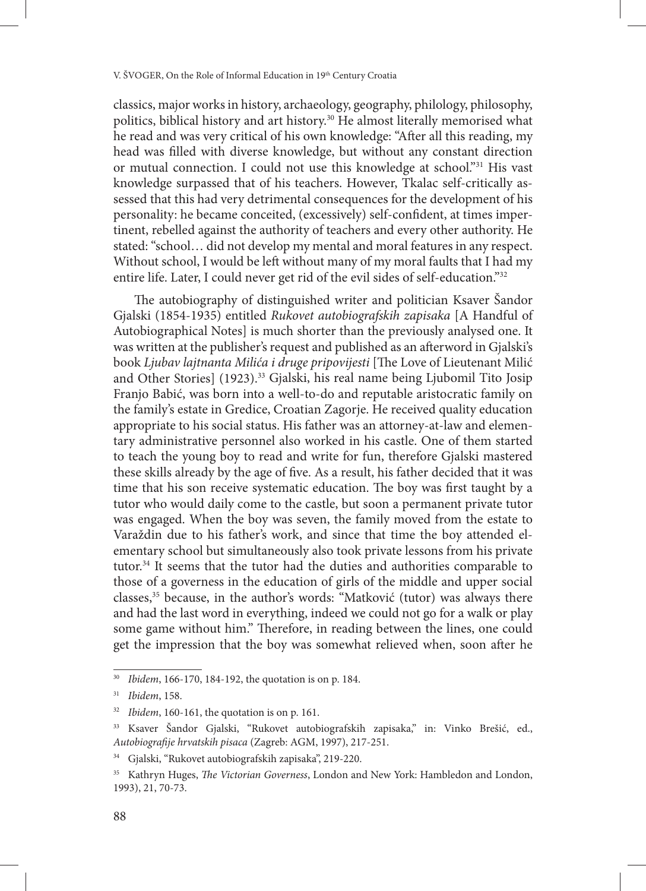classics, major works in history, archaeology, geography, philology, philosophy, politics, biblical history and art history.[30] He almost literally memorised what he read and was very critical of his own knowledge: "After all this reading, my head was filled with diverse knowledge, but without any constant direction or mutual connection. I could not use this knowledge at school."[31] His vast knowledge surpassed that of his teachers. However, Tkalac self-critically assessed that this had very detrimental consequences for the development of his personality: he became conceited, (excessively) self-confident, at times impertinent, rebelled against the authority of teachers and every other authority. He stated: "school… did not develop my mental and moral features in any respect. Without school, I would be left without many of my moral faults that I had my entire life. Later, I could never get rid of the evil sides of self-education."[32]

The autobiography of distinguished writer and politician Ksaver Šandor Gjalski (1854-1935) entitled *Rukovet autobiografskih zapisaka* [A Handful of Autobiographical Notes] is much shorter than the previously analysed one. It was written at the publisher's request and published as an afterword in Gjalski's book *Ljubav lajtnanta Milića i druge pripovijesti* [The Love of Lieutenant Milić and Other Stories] (1923).[33] Gjalski, his real name being Ljubomil Tito Josip Franjo Babić, was born into a well-to-do and reputable aristocratic family on the family's estate in Gredice, Croatian Zagorje. He received quality education appropriate to his social status. His father was an attorney-at-law and elementary administrative personnel also worked in his castle. One of them started to teach the young boy to read and write for fun, therefore Gjalski mastered these skills already by the age of five. As a result, his father decided that it was time that his son receive systematic education. The boy was first taught by a tutor who would daily come to the castle, but soon a permanent private tutor was engaged. When the boy was seven, the family moved from the estate to Varaždin due to his father's work, and since that time the boy attended elementary school but simultaneously also took private lessons from his private tutor.[34] It seems that the tutor had the duties and authorities comparable to those of a governess in the education of girls of the middle and upper social classes,[35] because, in the author's words: "Matković (tutor) was always there and had the last word in everything, indeed we could not go for a walk or play some game without him." Therefore, in reading between the lines, one could get the impression that the boy was somewhat relieved when, soon after he

---

[30] *Ibidem*, 166-170, 184-192, the quotation is on p. 184.

[31] *Ibidem*, 158.

[32] *Ibidem*, 160-161, the quotation is on p. 161.

[33] Ksaver Šandor Gjalski, "Rukovet autobiografskih zapisaka," in: Vinko Brešić, ed., *Autobiografije hrvatskih pisaca* (Zagreb: AGM, 1997), 217-251.

[34] Gjalski, "Rukovet autobiografskih zapisaka", 219-220.

[35] Kathryn Huges, *The Victorian Governess*, London and New York: Hambledon and London, 1993), 21, 70-73.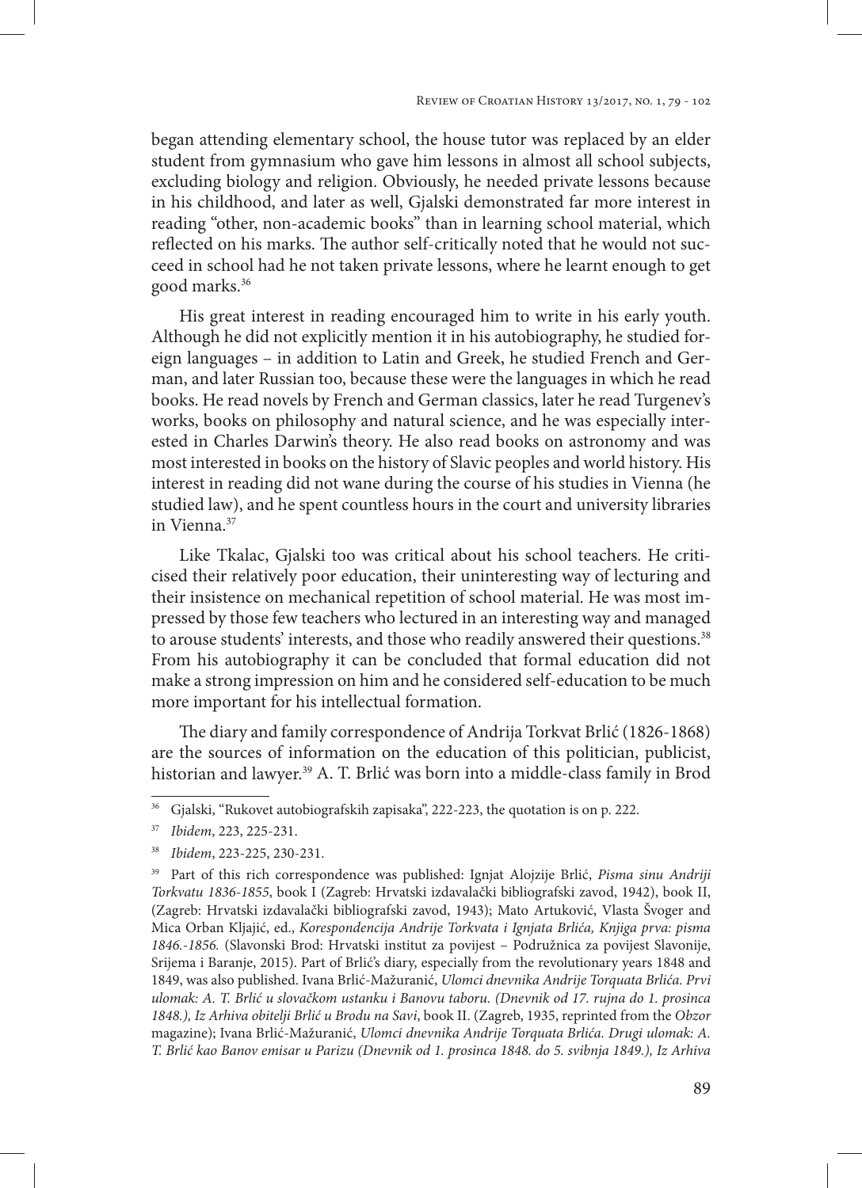began attending elementary school, the house tutor was replaced by an elder student from gymnasium who gave him lessons in almost all school subjects, excluding biology and religion. Obviously, he needed private lessons because in his childhood, and later as well, Gjalski demonstrated far more interest in reading "other, non-academic books" than in learning school material, which reflected on his marks. The author self-critically noted that he would not succeed in school had he not taken private lessons, where he learnt enough to get good marks.[36]

His great interest in reading encouraged him to write in his early youth. Although he did not explicitly mention it in his autobiography, he studied foreign languages – in addition to Latin and Greek, he studied French and German, and later Russian too, because these were the languages in which he read books. He read novels by French and German classics, later he read Turgenev's works, books on philosophy and natural science, and he was especially interested in Charles Darwin's theory. He also read books on astronomy and was most interested in books on the history of Slavic peoples and world history. His interest in reading did not wane during the course of his studies in Vienna (he studied law), and he spent countless hours in the court and university libraries in Vienna.[37]

Like Tkalac, Gjalski too was critical about his school teachers. He criticised their relatively poor education, their uninteresting way of lecturing and their insistence on mechanical repetition of school material. He was most impressed by those few teachers who lectured in an interesting way and managed to arouse students' interests, and those who readily answered their questions.[38] From his autobiography it can be concluded that formal education did not make a strong impression on him and he considered self-education to be much more important for his intellectual formation.

The diary and family correspondence of Andrija Torkvat Brlić (1826-1868) are the sources of information on the education of this politician, publicist, historian and lawyer.[39] A. T. Brlić was born into a middle-class family in Brod

---

[36] Gjalski, "Rukovet autobiografskih zapisaka", 222-223, the quotation is on p. 222.

[37] *Ibidem*, 223, 225-231.

[38] *Ibidem*, 223-225, 230-231.

[39] Part of this rich correspondence was published: Ignjat Alojzije Brlić, *Pisma sinu Andriji Torkvatu 1836-1855*, book I (Zagreb: Hrvatski izdavalački bibliografski zavod, 1942), book II, (Zagreb: Hrvatski izdavalački bibliografski zavod, 1943); Mato Artuković, Vlasta Švoger and Mica Orban Kljajić, ed., *Korespondencija Andrije Torkvata i Ignjata Brlića, Knjiga prva: pisma 1846.-1856.* (Slavonski Brod: Hrvatski institut za povijest – Podružnica za povijest Slavonije, Srijema i Baranje, 2015). Part of Brlić's diary, especially from the revolutionary years 1848 and 1849, was also published. Ivana Brlić-Mažuranić, *Ulomci dnevnika Andrije Torquata Brlića. Prvi ulomak: A. T. Brlić u slovačkom ustanku i Banovu taboru. (Dnevnik od 17. rujna do 1. prosinca 1848.), Iz Arhiva obitelji Brlić u Brodu na Savi*, book II. (Zagreb, 1935, reprinted from the *Obzor* magazine); Ivana Brlić-Mažuranić, *Ulomci dnevnika Andrije Torquata Brlića. Drugi ulomak: A. T. Brlić kao Banov emisar u Parizu (Dnevnik od 1. prosinca 1848. do 5. svibnja 1849.), Iz Arhiva*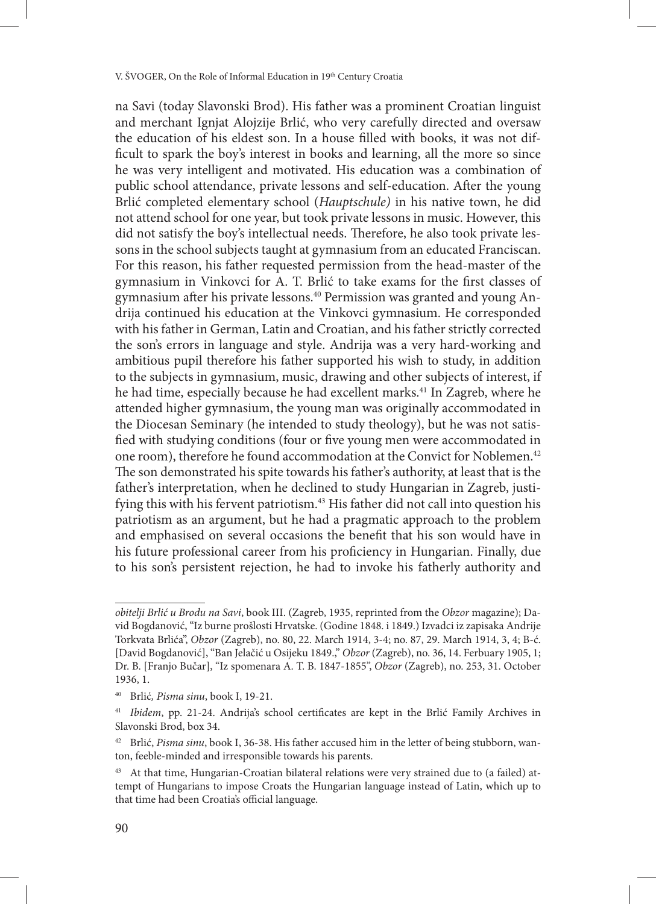na Savi (today Slavonski Brod). His father was a prominent Croatian linguist and merchant Ignjat Alojzije Brlić, who very carefully directed and oversaw the education of his eldest son. In a house filled with books, it was not difficult to spark the boy's interest in books and learning, all the more so since he was very intelligent and motivated. His education was a combination of public school attendance, private lessons and self-education. After the young Brlić completed elementary school (*Hauptschule)* in his native town, he did not attend school for one year, but took private lessons in music. However, this did not satisfy the boy's intellectual needs. Therefore, he also took private lessons in the school subjects taught at gymnasium from an educated Franciscan. For this reason, his father requested permission from the head-master of the gymnasium in Vinkovci for A. T. Brlić to take exams for the first classes of gymnasium after his private lessons.[40] Permission was granted and young Andrija continued his education at the Vinkovci gymnasium. He corresponded with his father in German, Latin and Croatian, and his father strictly corrected the son's errors in language and style. Andrija was a very hard-working and ambitious pupil therefore his father supported his wish to study, in addition to the subjects in gymnasium, music, drawing and other subjects of interest, if he had time, especially because he had excellent marks.[41] In Zagreb, where he attended higher gymnasium, the young man was originally accommodated in the Diocesan Seminary (he intended to study theology), but he was not satisfied with studying conditions (four or five young men were accommodated in one room), therefore he found accommodation at the Convict for Noblemen.[42] The son demonstrated his spite towards his father's authority, at least that is the father's interpretation, when he declined to study Hungarian in Zagreb, justifying this with his fervent patriotism.[43] His father did not call into question his patriotism as an argument, but he had a pragmatic approach to the problem and emphasised on several occasions the benefit that his son would have in his future professional career from his proficiency in Hungarian. Finally, due to his son's persistent rejection, he had to invoke his fatherly authority and

---

*obitelji Brlić u Brodu na Savi*, book III. (Zagreb, 1935, reprinted from the *Obzor* magazine); David Bogdanović, "Iz burne prošlosti Hrvatske. (Godine 1848. i 1849.) Izvadci iz zapisaka Andrije Torkvata Brlića", *Obzor* (Zagreb), no. 80, 22. March 1914, 3-4; no. 87, 29. March 1914, 3, 4; B-ć. [David Bogdanović], "Ban Jelačić u Osijeku 1849.," *Obzor* (Zagreb), no. 36, 14. Ferbuary 1905, 1; Dr. B. [Franjo Bučar], "Iz spomenara A. T. B. 1847-1855", *Obzor* (Zagreb), no. 253, 31. October 1936, 1.

[40] Brlić*, Pisma sinu*, book I, 19-21.

[41] *Ibidem*, pp. 21-24. Andrija's school certificates are kept in the Brlić Family Archives in Slavonski Brod, box 34.

[42] Brlić, *Pisma sinu*, book I, 36-38. His father accused him in the letter of being stubborn, wanton, feeble-minded and irresponsible towards his parents.

[43] At that time, Hungarian-Croatian bilateral relations were very strained due to (a failed) attempt of Hungarians to impose Croats the Hungarian language instead of Latin, which up to that time had been Croatia's official language.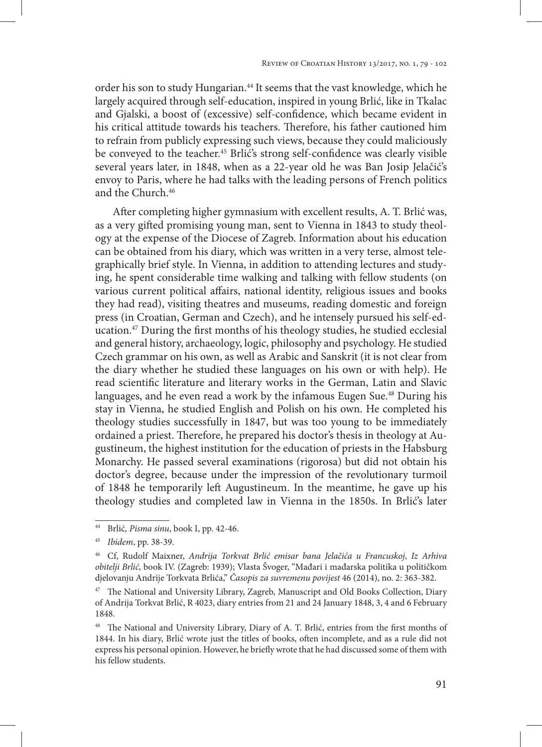order his son to study Hungarian.[44] It seems that the vast knowledge, which he largely acquired through self-education, inspired in young Brlić, like in Tkalac and Gjalski, a boost of (excessive) self-confidence, which became evident in his critical attitude towards his teachers. Therefore, his father cautioned him to refrain from publicly expressing such views, because they could maliciously be conveyed to the teacher.[45] Brlić's strong self-confidence was clearly visible several years later, in 1848, when as a 22-year old he was Ban Josip Jelačić's envoy to Paris, where he had talks with the leading persons of French politics and the Church.[46]

After completing higher gymnasium with excellent results, A. T. Brlić was, as a very gifted promising young man, sent to Vienna in 1843 to study theology at the expense of the Diocese of Zagreb. Information about his education can be obtained from his diary, which was written in a very terse, almost telegraphically brief style. In Vienna, in addition to attending lectures and studying, he spent considerable time walking and talking with fellow students (on various current political affairs, national identity, religious issues and books they had read), visiting theatres and museums, reading domestic and foreign press (in Croatian, German and Czech), and he intensely pursued his self-education.[47] During the first months of his theology studies, he studied ecclesial and general history, archaeology, logic, philosophy and psychology. He studied Czech grammar on his own, as well as Arabic and Sanskrit (it is not clear from the diary whether he studied these languages on his own or with help). He read scientific literature and literary works in the German, Latin and Slavic languages, and he even read a work by the infamous Eugen Sue.[48] During his stay in Vienna, he studied English and Polish on his own. He completed his theology studies successfully in 1847, but was too young to be immediately ordained a priest. Therefore, he prepared his doctor's thesis in theology at Augustineum, the highest institution for the education of priests in the Habsburg Monarchy. He passed several examinations (rigorosa) but did not obtain his doctor's degree, because under the impression of the revolutionary turmoil of 1848 he temporarily left Augustineum. In the meantime, he gave up his theology studies and completed law in Vienna in the 1850s. In Brlić's later

---

[44] Brlić*, Pisma sinu*, book I, pp. 42-46.

[45] *Ibidem*, pp. 38-39.

[46] Cf, Rudolf Maixner, *Andrija Torkvat Brlić emisar bana Jelačića u Francuskoj*, *Iz Arhiva obitelji Brlić*, book IV. (Zagreb: 1939); Vlasta Švoger, "Mađari i mađarska politika u političkom djelovanju Andrije Torkvata Brlića," *Časopis za suvremenu povijest* 46 (2014), no. 2: 363-382.

[47] The National and University Library, Zagreb, Manuscript and Old Books Collection, Diary of Andrija Torkvat Brlić, R 4023, diary entries from 21 and 24 January 1848, 3, 4 and 6 February 1848.

[48] The National and University Library, Diary of A. T. Brlić, entries from the first months of 1844. In his diary, Brlić wrote just the titles of books, often incomplete, and as a rule did not express his personal opinion. However, he briefly wrote that he had discussed some of them with his fellow students.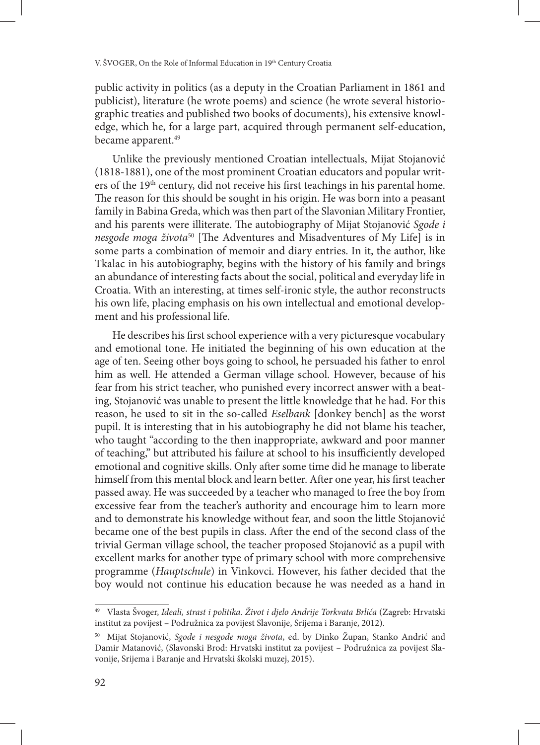public activity in politics (as a deputy in the Croatian Parliament in 1861 and publicist), literature (he wrote poems) and science (he wrote several historiographic treaties and published two books of documents), his extensive knowledge, which he, for a large part, acquired through permanent self-education, became apparent.[49]

Unlike the previously mentioned Croatian intellectuals, Mijat Stojanović (1818-1881), one of the most prominent Croatian educators and popular writers of the 19th century, did not receive his first teachings in his parental home. The reason for this should be sought in his origin. He was born into a peasant family in Babina Greda, which was then part of the Slavonian Military Frontier, and his parents were illiterate. The autobiography of Mijat Stojanović *Sgode i nesgode moga života*[50] [The Adventures and Misadventures of My Life] is in some parts a combination of memoir and diary entries. In it, the author, like Tkalac in his autobiography, begins with the history of his family and brings an abundance of interesting facts about the social, political and everyday life in Croatia. With an interesting, at times self-ironic style, the author reconstructs his own life, placing emphasis on his own intellectual and emotional development and his professional life.

He describes his first school experience with a very picturesque vocabulary and emotional tone. He initiated the beginning of his own education at the age of ten. Seeing other boys going to school, he persuaded his father to enrol him as well. He attended a German village school. However, because of his fear from his strict teacher, who punished every incorrect answer with a beating, Stojanović was unable to present the little knowledge that he had. For this reason, he used to sit in the so-called *Eselbank* [donkey bench] as the worst pupil. It is interesting that in his autobiography he did not blame his teacher, who taught "according to the then inappropriate, awkward and poor manner of teaching," but attributed his failure at school to his insufficiently developed emotional and cognitive skills. Only after some time did he manage to liberate himself from this mental block and learn better. After one year, his first teacher passed away. He was succeeded by a teacher who managed to free the boy from excessive fear from the teacher's authority and encourage him to learn more and to demonstrate his knowledge without fear, and soon the little Stojanović became one of the best pupils in class. After the end of the second class of the trivial German village school, the teacher proposed Stojanović as a pupil with excellent marks for another type of primary school with more comprehensive programme (*Hauptschule*) in Vinkovci. However, his father decided that the boy would not continue his education because he was needed as a hand in

---

[49] Vlasta Švoger, *Ideali, strast i politika. Život i djelo Andrije Torkvata Brlića* (Zagreb: Hrvatski institut za povijest – Podružnica za povijest Slavonije, Srijema i Baranje, 2012).

[50] Mijat Stojanović, *Sgode i nesgode moga života*, ed. by Dinko Župan, Stanko Andrić and Damir Matanović, (Slavonski Brod: Hrvatski institut za povijest – Podružnica za povijest Slavonije, Srijema i Baranje and Hrvatski školski muzej, 2015).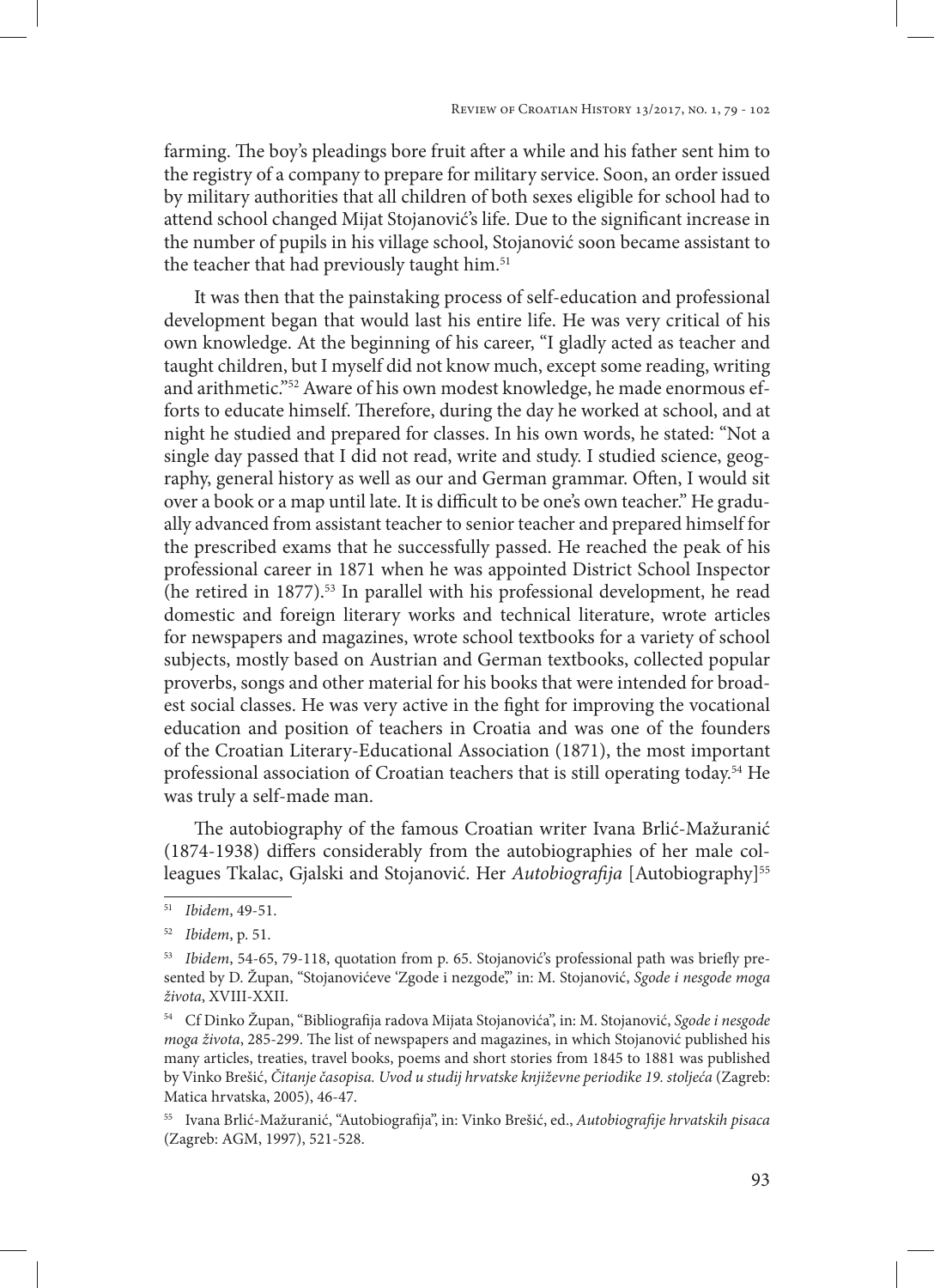farming. The boy's pleadings bore fruit after a while and his father sent him to the registry of a company to prepare for military service. Soon, an order issued by military authorities that all children of both sexes eligible for school had to attend school changed Mijat Stojanović's life. Due to the significant increase in the number of pupils in his village school, Stojanović soon became assistant to the teacher that had previously taught him.[51]

It was then that the painstaking process of self-education and professional development began that would last his entire life. He was very critical of his own knowledge. At the beginning of his career, "I gladly acted as teacher and taught children, but I myself did not know much, except some reading, writing and arithmetic."[52] Aware of his own modest knowledge, he made enormous efforts to educate himself. Therefore, during the day he worked at school, and at night he studied and prepared for classes. In his own words, he stated: "Not a single day passed that I did not read, write and study. I studied science, geography, general history as well as our and German grammar. Often, I would sit over a book or a map until late. It is difficult to be one's own teacher." He gradually advanced from assistant teacher to senior teacher and prepared himself for the prescribed exams that he successfully passed. He reached the peak of his professional career in 1871 when he was appointed District School Inspector (he retired in 1877).[53] In parallel with his professional development, he read domestic and foreign literary works and technical literature, wrote articles for newspapers and magazines, wrote school textbooks for a variety of school subjects, mostly based on Austrian and German textbooks, collected popular proverbs, songs and other material for his books that were intended for broadest social classes. He was very active in the fight for improving the vocational education and position of teachers in Croatia and was one of the founders of the Croatian Literary-Educational Association (1871), the most important professional association of Croatian teachers that is still operating today.[54] He was truly a self-made man.

The autobiography of the famous Croatian writer Ivana Brlić-Mažuranić (1874-1938) differs considerably from the autobiographies of her male colleagues Tkalac, Gjalski and Stojanović. Her *Autobiografija* [Autobiography][55]

---

[51] *Ibidem*, 49-51.

[52] *Ibidem*, p. 51.

[53] *Ibidem*, 54-65, 79-118, quotation from p. 65. Stojanović's professional path was briefly presented by D. Župan, "Stojanovićeve 'Zgode i nezgode'," in: M. Stojanović, *Sgode i nesgode moga života*, XVIII-XXII.

[54] Cf Dinko Župan, "Bibliografija radova Mijata Stojanovića", in: M. Stojanović, *Sgode i nesgode moga života*, 285-299. The list of newspapers and magazines, in which Stojanović published his many articles, treaties, travel books, poems and short stories from 1845 to 1881 was published by Vinko Brešić, *Čitanje časopisa. Uvod u studij hrvatske književne periodike 19. stoljeća* (Zagreb: Matica hrvatska, 2005), 46-47.

[55] Ivana Brlić-Mažuranić, "Autobiografija", in: Vinko Brešić, ed., *Autobiografije hrvatskih pisaca* (Zagreb: AGM, 1997), 521-528.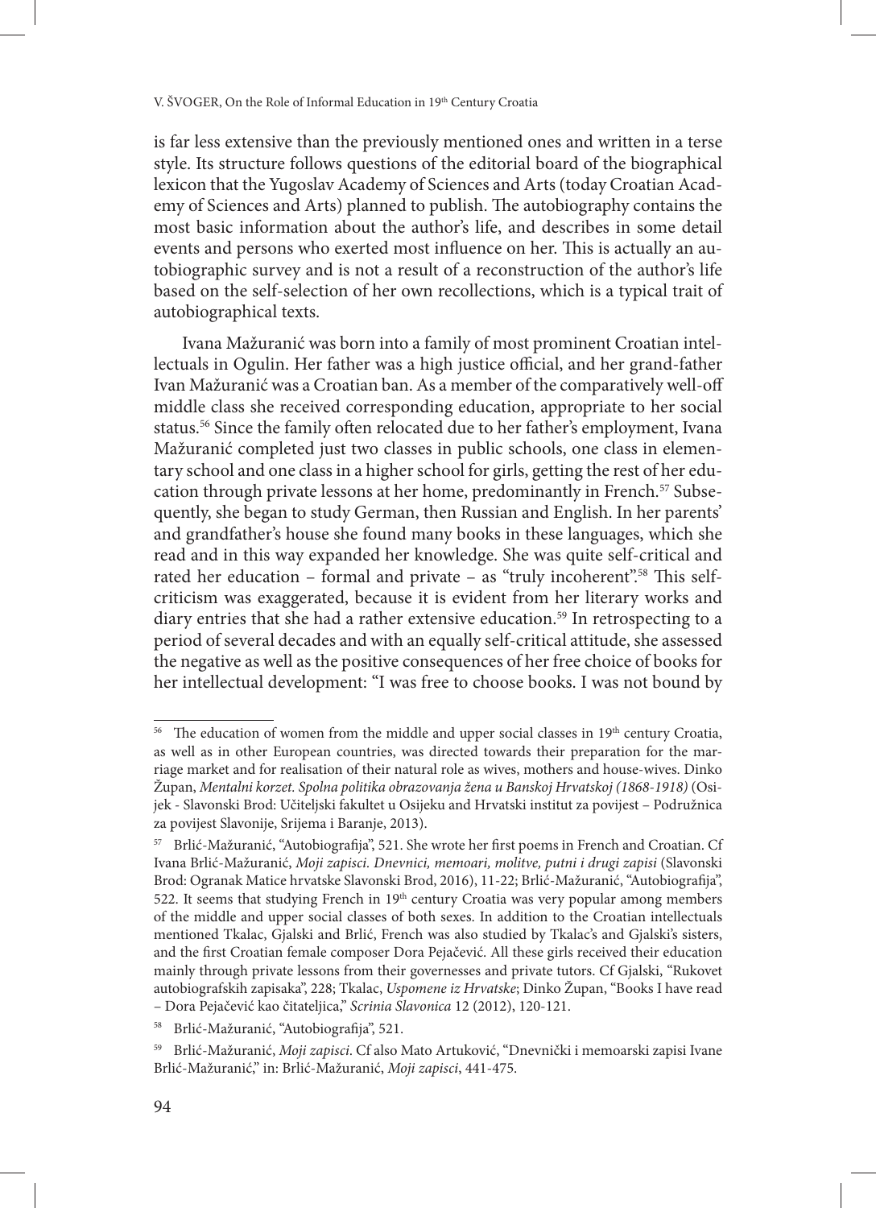is far less extensive than the previously mentioned ones and written in a terse style. Its structure follows questions of the editorial board of the biographical lexicon that the Yugoslav Academy of Sciences and Arts (today Croatian Academy of Sciences and Arts) planned to publish. The autobiography contains the most basic information about the author's life, and describes in some detail events and persons who exerted most influence on her. This is actually an autobiographic survey and is not a result of a reconstruction of the author's life based on the self-selection of her own recollections, which is a typical trait of autobiographical texts.

Ivana Mažuranić was born into a family of most prominent Croatian intellectuals in Ogulin. Her father was a high justice official, and her grand-father Ivan Mažuranić was a Croatian ban. As a member of the comparatively well-off middle class she received corresponding education, appropriate to her social status.[56] Since the family often relocated due to her father's employment, Ivana Mažuranić completed just two classes in public schools, one class in elementary school and one class in a higher school for girls, getting the rest of her education through private lessons at her home, predominantly in French.[57] Subsequently, she began to study German, then Russian and English. In her parents' and grandfather's house she found many books in these languages, which she read and in this way expanded her knowledge. She was quite self-critical and rated her education – formal and private – as "truly incoherent".[58] This self-criticism was exaggerated, because it is evident from her literary works and diary entries that she had a rather extensive education.[59] In retrospecting to a period of several decades and with an equally self-critical attitude, she assessed the negative as well as the positive consequences of her free choice of books for her intellectual development: "I was free to choose books. I was not bound by

---

[56] The education of women from the middle and upper social classes in 19th century Croatia, as well as in other European countries, was directed towards their preparation for the marriage market and for realisation of their natural role as wives, mothers and house-wives. Dinko Župan, *Mentalni korzet. Spolna politika obrazovanja žena u Banskoj Hrvatskoj (1868-1918)* (Osijek - Slavonski Brod: Učiteljski fakultet u Osijeku and Hrvatski institut za povijest – Podružnica za povijest Slavonije, Srijema i Baranje, 2013).

[57] Brlić-Mažuranić, "Autobiografija", 521. She wrote her first poems in French and Croatian. Cf Ivana Brlić-Mažuranić, *Moji zapisci. Dnevnici, memoari, molitve, putni i drugi zapisi* (Slavonski Brod: Ogranak Matice hrvatske Slavonski Brod, 2016), 11-22; Brlić-Mažuranić, "Autobiografija", 522. It seems that studying French in 19th century Croatia was very popular among members of the middle and upper social classes of both sexes. In addition to the Croatian intellectuals mentioned Tkalac, Gjalski and Brlić, French was also studied by Tkalac's and Gjalski's sisters, and the first Croatian female composer Dora Pejačević. All these girls received their education mainly through private lessons from their governesses and private tutors. Cf Gjalski, "Rukovet autobiografskih zapisaka", 228; Tkalac, *Uspomene iz Hrvatske*; Dinko Župan, "Books I have read – Dora Pejačević kao čitateljica," *Scrinia Slavonica* 12 (2012), 120-121.

[58] Brlić-Mažuranić, "Autobiografija", 521.

[59] Brlić-Mažuranić, *Moji zapisci*. Cf also Mato Artuković, "Dnevnički i memoarski zapisi Ivane Brlić-Mažuranić," in: Brlić-Mažuranić, *Moji zapisci*, 441-475.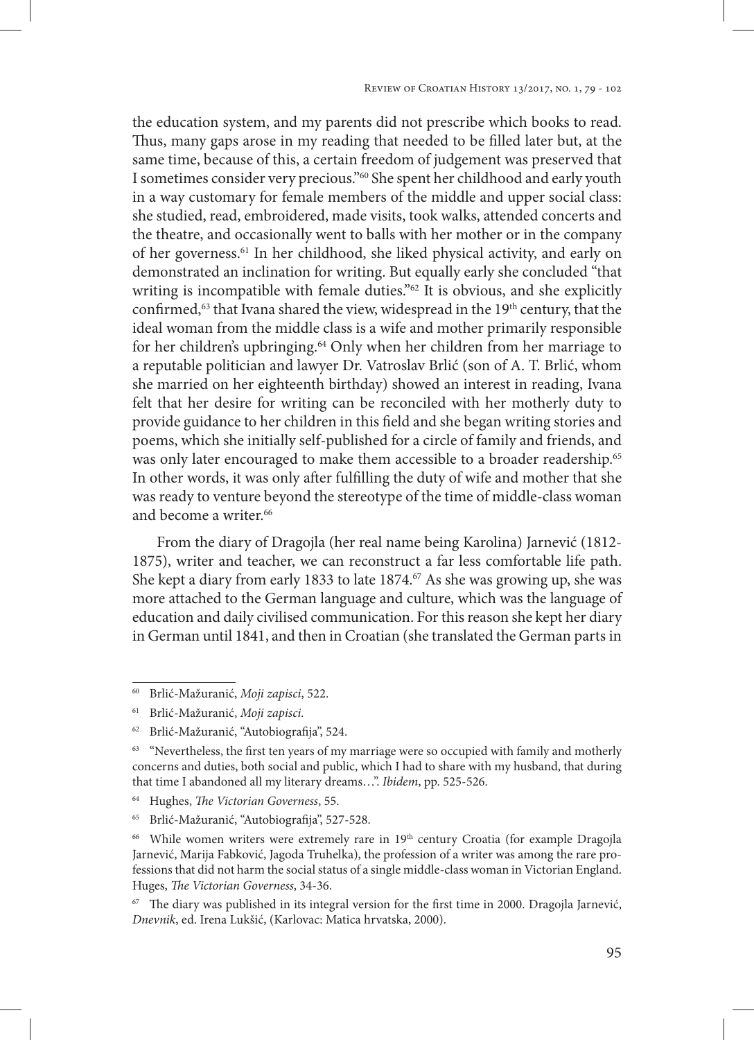the education system, and my parents did not prescribe which books to read. Thus, many gaps arose in my reading that needed to be filled later but, at the same time, because of this, a certain freedom of judgement was preserved that I sometimes consider very precious."[60] She spent her childhood and early youth in a way customary for female members of the middle and upper social class: she studied, read, embroidered, made visits, took walks, attended concerts and the theatre, and occasionally went to balls with her mother or in the company of her governess.[61] In her childhood, she liked physical activity, and early on demonstrated an inclination for writing. But equally early she concluded "that writing is incompatible with female duties."[62] It is obvious, and she explicitly confirmed,[63] that Ivana shared the view, widespread in the 19th century, that the ideal woman from the middle class is a wife and mother primarily responsible for her children's upbringing.[64] Only when her children from her marriage to a reputable politician and lawyer Dr. Vatroslav Brlić (son of A. T. Brlić, whom she married on her eighteenth birthday) showed an interest in reading, Ivana felt that her desire for writing can be reconciled with her motherly duty to provide guidance to her children in this field and she began writing stories and poems, which she initially self-published for a circle of family and friends, and was only later encouraged to make them accessible to a broader readership.[65] In other words, it was only after fulfilling the duty of wife and mother that she was ready to venture beyond the stereotype of the time of middle-class woman and become a writer.[66]

From the diary of Dragojla (her real name being Karolina) Jarnević (1812-1875), writer and teacher, we can reconstruct a far less comfortable life path. She kept a diary from early 1833 to late 1874.[67] As she was growing up, she was more attached to the German language and culture, which was the language of education and daily civilised communication. For this reason she kept her diary in German until 1841, and then in Croatian (she translated the German parts in

---

[60] Brlić-Mažuranić, *Moji zapisci*, 522.

[61] Brlić-Mažuranić, *Moji zapisci.*

[62] Brlić-Mažuranić, "Autobiografija", 524.

[63] "Nevertheless, the first ten years of my marriage were so occupied with family and motherly concerns and duties, both social and public, which I had to share with my husband, that during that time I abandoned all my literary dreams…". *Ibidem*, pp. 525-526.

[64] Hughes, *The Victorian Governess*, 55.

[65] Brlić-Mažuranić, "Autobiografija", 527-528.

[66] While women writers were extremely rare in 19th century Croatia (for example Dragojla Jarnević, Marija Fabković, Jagoda Truhelka), the profession of a writer was among the rare professions that did not harm the social status of a single middle-class woman in Victorian England. Huges, *The Victorian Governess*, 34-36.

[67] The diary was published in its integral version for the first time in 2000. Dragojla Jarnević, *Dnevnik*, ed. Irena Lukšić, (Karlovac: Matica hrvatska, 2000).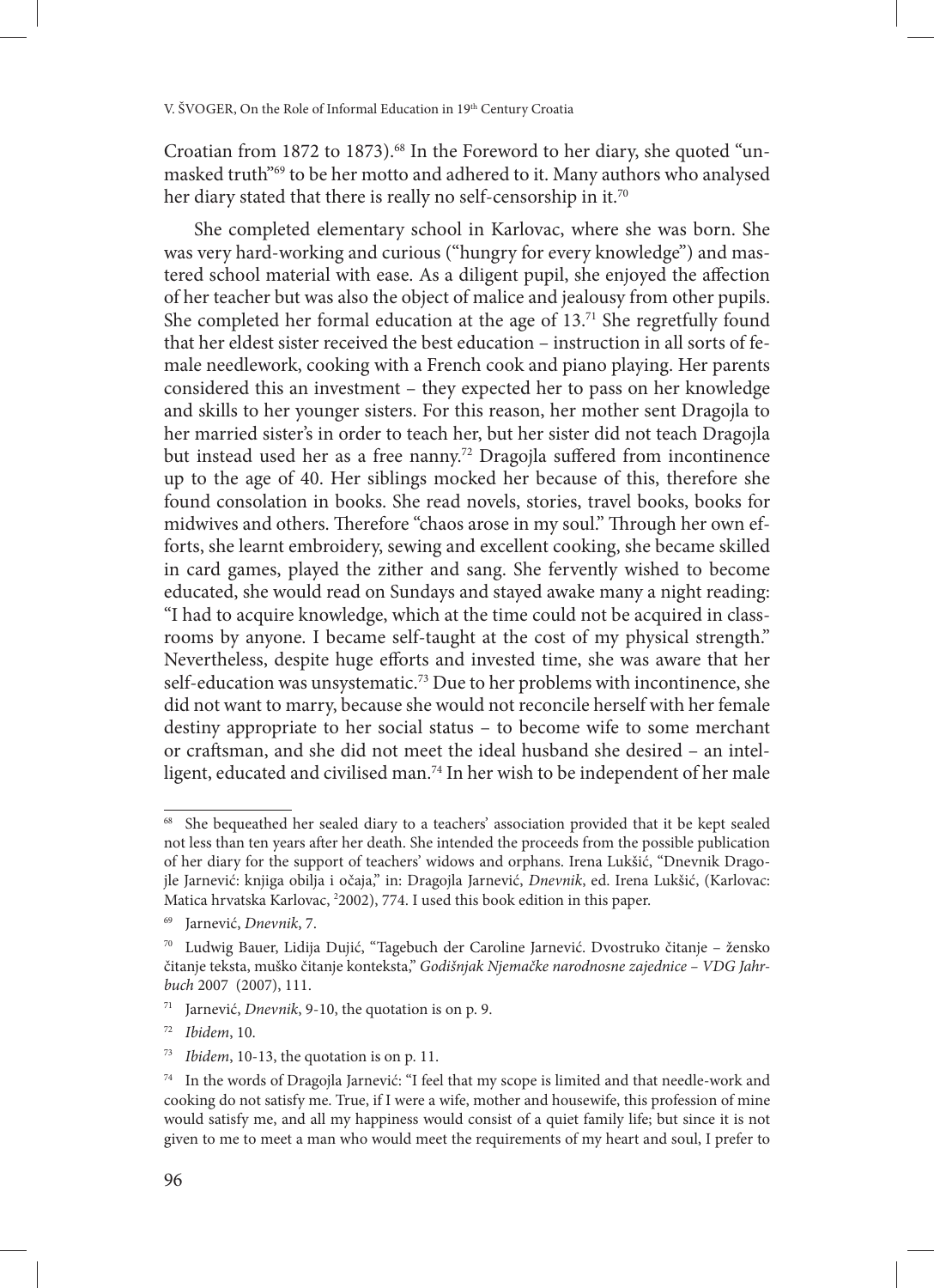Croatian from 1872 to 1873).[68] In the Foreword to her diary, she quoted "unmasked truth"[69] to be her motto and adhered to it. Many authors who analysed her diary stated that there is really no self-censorship in it.[70]

She completed elementary school in Karlovac, where she was born. She was very hard-working and curious ("hungry for every knowledge") and mastered school material with ease. As a diligent pupil, she enjoyed the affection of her teacher but was also the object of malice and jealousy from other pupils. She completed her formal education at the age of 13.[71] She regretfully found that her eldest sister received the best education – instruction in all sorts of female needlework, cooking with a French cook and piano playing. Her parents considered this an investment – they expected her to pass on her knowledge and skills to her younger sisters. For this reason, her mother sent Dragojla to her married sister's in order to teach her, but her sister did not teach Dragojla but instead used her as a free nanny.[72] Dragojla suffered from incontinence up to the age of 40. Her siblings mocked her because of this, therefore she found consolation in books. She read novels, stories, travel books, books for midwives and others. Therefore "chaos arose in my soul." Through her own efforts, she learnt embroidery, sewing and excellent cooking, she became skilled in card games, played the zither and sang. She fervently wished to become educated, she would read on Sundays and stayed awake many a night reading: "I had to acquire knowledge, which at the time could not be acquired in classrooms by anyone. I became self-taught at the cost of my physical strength." Nevertheless, despite huge efforts and invested time, she was aware that her self-education was unsystematic.[73] Due to her problems with incontinence, she did not want to marry, because she would not reconcile herself with her female destiny appropriate to her social status – to become wife to some merchant or craftsman, and she did not meet the ideal husband she desired – an intelligent, educated and civilised man.[74] In her wish to be independent of her male

---

[68] She bequeathed her sealed diary to a teachers' association provided that it be kept sealed not less than ten years after her death. She intended the proceeds from the possible publication of her diary for the support of teachers' widows and orphans. Irena Lukšić, "Dnevnik Dragojle Jarnević: knjiga obilja i očaja," in: Dragojla Jarnević, *Dnevnik*, ed. Irena Lukšić, (Karlovac: Matica hrvatska Karlovac, ²2002), 774. I used this book edition in this paper.

[69] Jarnević, *Dnevnik*, 7.

[70] Ludwig Bauer, Lidija Dujić, "Tagebuch der Caroline Jarnević. Dvostruko čitanje – žensko čitanje teksta, muško čitanje konteksta," *Godišnjak Njemačke narodnosne zajednice – VDG Jahrbuch* 2007 (2007), 111.

[71] Jarnević, *Dnevnik*, 9-10, the quotation is on p. 9.

[72] *Ibidem*, 10.

[73] *Ibidem*, 10-13, the quotation is on p. 11.

[74] In the words of Dragojla Jarnević: "I feel that my scope is limited and that needle-work and cooking do not satisfy me. True, if I were a wife, mother and housewife, this profession of mine would satisfy me, and all my happiness would consist of a quiet family life; but since it is not given to me to meet a man who would meet the requirements of my heart and soul, I prefer to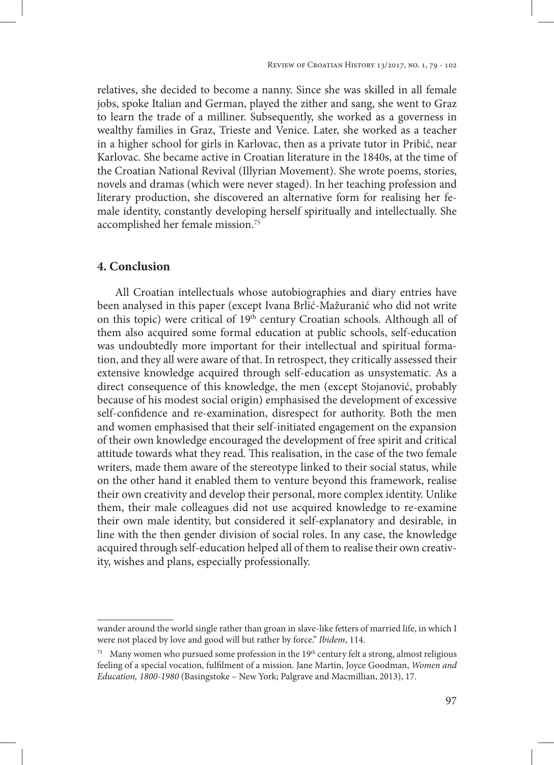relatives, she decided to become a nanny. Since she was skilled in all female jobs, spoke Italian and German, played the zither and sang, she went to Graz to learn the trade of a milliner. Subsequently, she worked as a governess in wealthy families in Graz, Trieste and Venice. Later, she worked as a teacher in a higher school for girls in Karlovac, then as a private tutor in Pribić, near Karlovac. She became active in Croatian literature in the 1840s, at the time of the Croatian National Revival (Illyrian Movement). She wrote poems, stories, novels and dramas (which were never staged). In her teaching profession and literary production, she discovered an alternative form for realising her female identity, constantly developing herself spiritually and intellectually. She accomplished her female mission.[75]

## 4. Conclusion

All Croatian intellectuals whose autobiographies and diary entries have been analysed in this paper (except Ivana Brlić-Mažuranić who did not write on this topic) were critical of 19th century Croatian schools. Although all of them also acquired some formal education at public schools, self-education was undoubtedly more important for their intellectual and spiritual formation, and they all were aware of that. In retrospect, they critically assessed their extensive knowledge acquired through self-education as unsystematic. As a direct consequence of this knowledge, the men (except Stojanović, probably because of his modest social origin) emphasised the development of excessive self-confidence and re-examination, disrespect for authority. Both the men and women emphasised that their self-initiated engagement on the expansion of their own knowledge encouraged the development of free spirit and critical attitude towards what they read. This realisation, in the case of the two female writers, made them aware of the stereotype linked to their social status, while on the other hand it enabled them to venture beyond this framework, realise their own creativity and develop their personal, more complex identity. Unlike them, their male colleagues did not use acquired knowledge to re-examine their own male identity, but considered it self-explanatory and desirable, in line with the then gender division of social roles. In any case, the knowledge acquired through self-education helped all of them to realise their own creativity, wishes and plans, especially professionally.

---

wander around the world single rather than groan in slave-like fetters of married life, in which I were not placed by love and good will but rather by force." *Ibidem*, 114.

[75] Many women who pursued some profession in the 19th century felt a strong, almost religious feeling of a special vocation, fulfilment of a mission. Jane Martin, Joyce Goodman, *Women and Education, 1800-1980* (Basingstoke – New York; Palgrave and Macmillian, 2013), 17.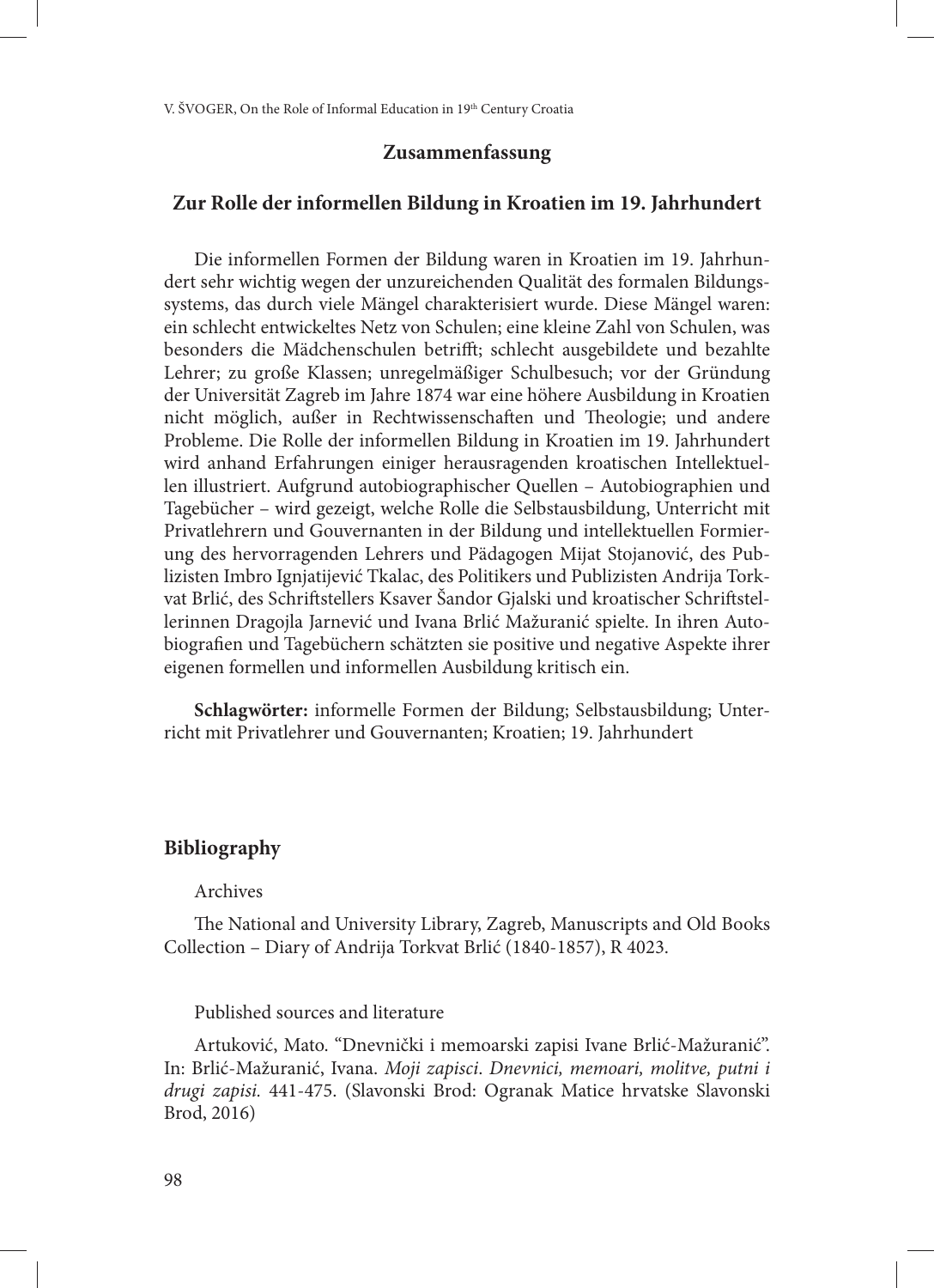## Zusammenfassung

### Zur Rolle der informellen Bildung in Kroatien im 19. Jahrhundert

Die informellen Formen der Bildung waren in Kroatien im 19. Jahrhundert sehr wichtig wegen der unzureichenden Qualität des formalen Bildungssystems, das durch viele Mängel charakterisiert wurde. Diese Mängel waren: ein schlecht entwickeltes Netz von Schulen; eine kleine Zahl von Schulen, was besonders die Mädchenschulen betrifft; schlecht ausgebildete und bezahlte Lehrer; zu große Klassen; unregelmäßiger Schulbesuch; vor der Gründung der Universität Zagreb im Jahre 1874 war eine höhere Ausbildung in Kroatien nicht möglich, außer in Rechtwissenschaften und Theologie; und andere Probleme. Die Rolle der informellen Bildung in Kroatien im 19. Jahrhundert wird anhand Erfahrungen einiger herausragenden kroatischen Intellektuellen illustriert. Aufgrund autobiographischer Quellen – Autobiographien und Tagebücher – wird gezeigt, welche Rolle die Selbstausbildung, Unterricht mit Privatlehrern und Gouvernanten in der Bildung und intellektuellen Formierung des hervorragenden Lehrers und Pädagogen Mijat Stojanović, des Publizisten Imbro Ignjatijević Tkalac, des Politikers und Publizisten Andrija Torkvat Brlić, des Schriftstellers Ksaver Šandor Gjalski und kroatischer Schriftstellerinnen Dragojla Jarnević und Ivana Brlić Mažuranić spielte. In ihren Autobiografien und Tagebüchern schätzten sie positive und negative Aspekte ihrer eigenen formellen und informellen Ausbildung kritisch ein.

**Schlagwörter:** informelle Formen der Bildung; Selbstausbildung; Unterricht mit Privatlehrer und Gouvernanten; Kroatien; 19. Jahrhundert

## Bibliography

Archives

The National and University Library, Zagreb, Manuscripts and Old Books Collection – Diary of Andrija Torkvat Brlić (1840-1857), R 4023.

Published sources and literature

Artuković, Mato. "Dnevnički i memoarski zapisi Ivane Brlić-Mažuranić". In: Brlić-Mažuranić, Ivana. *Moji zapisci*. *Dnevnici, memoari, molitve, putni i drugi zapisi.* 441-475. (Slavonski Brod: Ogranak Matice hrvatske Slavonski Brod, 2016)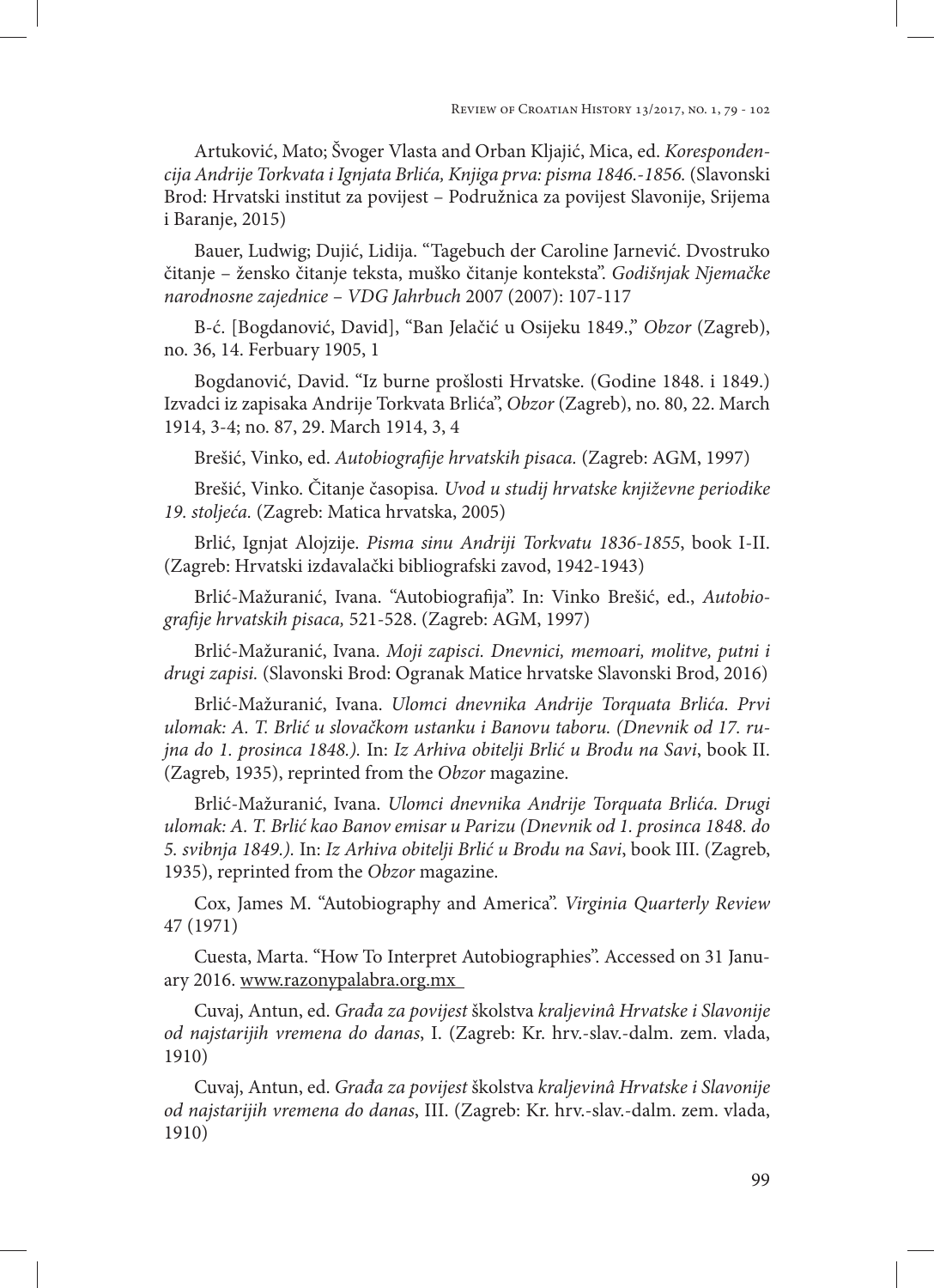Artuković, Mato; Švoger Vlasta and Orban Kljajić, Mica, ed. *Korespondencija Andrije Torkvata i Ignjata Brlića, Knjiga prva: pisma 1846.-1856.* (Slavonski Brod: Hrvatski institut za povijest – Podružnica za povijest Slavonije, Srijema i Baranje, 2015)

Bauer, Ludwig; Dujić, Lidija. "Tagebuch der Caroline Jarnević. Dvostruko čitanje – žensko čitanje teksta, muško čitanje konteksta". *Godišnjak Njemačke narodnosne zajednice – VDG Jahrbuch* 2007 (2007): 107-117

B-ć. [Bogdanović, David], "Ban Jelačić u Osijeku 1849.," *Obzor* (Zagreb), no. 36, 14. Ferbuary 1905, 1

Bogdanović, David. "Iz burne prošlosti Hrvatske. (Godine 1848. i 1849.) Izvadci iz zapisaka Andrije Torkvata Brlića", *Obzor* (Zagreb), no. 80, 22. March 1914, 3-4; no. 87, 29. March 1914, 3, 4

Brešić, Vinko, ed. *Autobiografije hrvatskih pisaca.* (Zagreb: AGM, 1997)

Brešić, Vinko. Čitanje časopisa*. Uvod u studij hrvatske književne periodike 19. stoljeća.* (Zagreb: Matica hrvatska, 2005)

Brlić, Ignjat Alojzije. *Pisma sinu Andriji Torkvatu 1836-1855*, book I-II. (Zagreb: Hrvatski izdavalački bibliografski zavod, 1942-1943)

Brlić-Mažuranić, Ivana. "Autobiografija". In: Vinko Brešić, ed., *Autobiografije hrvatskih pisaca,* 521-528. (Zagreb: AGM, 1997)

Brlić-Mažuranić, Ivana. *Moji zapisci. Dnevnici, memoari, molitve, putni i drugi zapisi.* (Slavonski Brod: Ogranak Matice hrvatske Slavonski Brod, 2016)

Brlić-Mažuranić, Ivana. *Ulomci dnevnika Andrije Torquata Brlića. Prvi ulomak: A. T. Brlić u slovačkom ustanku i Banovu taboru. (Dnevnik od 17. rujna do 1. prosinca 1848.).* In: *Iz Arhiva obitelji Brlić u Brodu na Savi*, book II. (Zagreb, 1935), reprinted from the *Obzor* magazine.

Brlić-Mažuranić, Ivana. *Ulomci dnevnika Andrije Torquata Brlića. Drugi ulomak: A. T. Brlić kao Banov emisar u Parizu (Dnevnik od 1. prosinca 1848. do 5. svibnja 1849.).* In: *Iz Arhiva obitelji Brlić u Brodu na Savi*, book III. (Zagreb, 1935), reprinted from the *Obzor* magazine.

Cox, James M. "Autobiography and America". *Virginia Quarterly Review* 47 (1971)

Cuesta, Marta. "How To Interpret Autobiographies". Accessed on 31 January 2016. www.razonypalabra.org.mx

Cuvaj, Antun, ed. *Građa za povijest* školstva *kraljevinâ Hrvatske i Slavonije od najstarijih vremena do danas*, I. (Zagreb: Kr. hrv.-slav.-dalm. zem. vlada, 1910)

Cuvaj, Antun, ed. *Građa za povijest* školstva *kraljevinâ Hrvatske i Slavonije od najstarijih vremena do danas*, III. (Zagreb: Kr. hrv.-slav.-dalm. zem. vlada, 1910)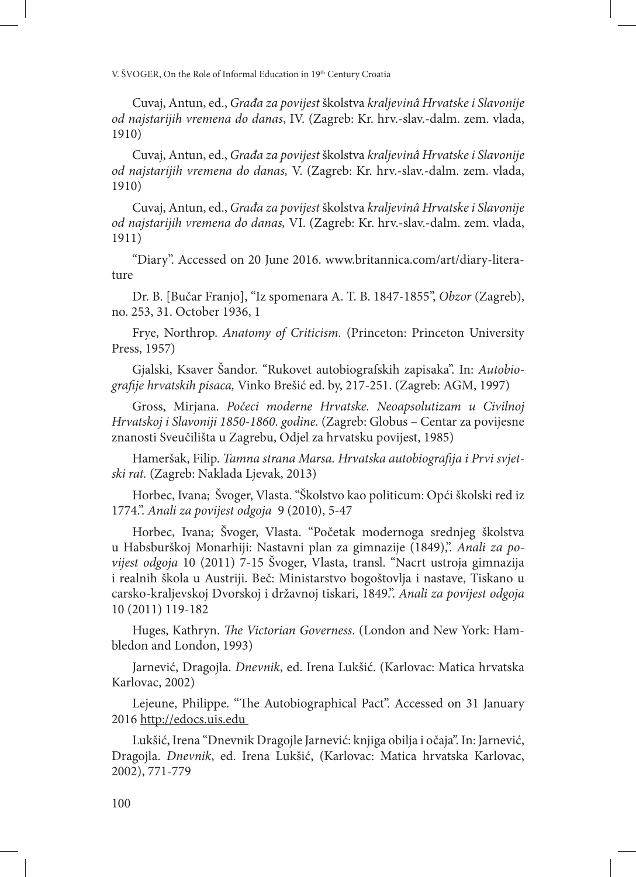Cuvaj, Antun, ed., *Građa za povijest* školstva *kraljevinâ Hrvatske i Slavonije od najstarijih vremena do danas*, IV. (Zagreb: Kr. hrv.-slav.-dalm. zem. vlada, 1910)

Cuvaj, Antun, ed., *Građa za povijest* školstva *kraljevinâ Hrvatske i Slavonije od najstarijih vremena do danas,* V. (Zagreb: Kr. hrv.-slav.-dalm. zem. vlada, 1910)

Cuvaj, Antun, ed., *Građa za povijest* školstva *kraljevinâ Hrvatske i Slavonije od najstarijih vremena do danas,* VI. (Zagreb: Kr. hrv.-slav.-dalm. zem. vlada, 1911)

"Diary". Accessed on 20 June 2016. www.britannica.com/art/diary-literature

Dr. B. [Bučar Franjo], "Iz spomenara A. T. B. 1847-1855", *Obzor* (Zagreb), no. 253, 31. October 1936, 1

Frye, Northrop. *Anatomy of Criticism.* (Princeton: Princeton University Press, 1957)

Gjalski, Ksaver Šandor. "Rukovet autobiografskih zapisaka". In: *Autobiografije hrvatskih pisaca,* Vinko Brešić ed. by, 217-251. (Zagreb: AGM, 1997)

Gross, Mirjana. *Počeci moderne Hrvatske. Neoapsolutizam u Civilnoj Hrvatskoj i Slavoniji 1850-1860. godine.* (Zagreb: Globus – Centar za povijesne znanosti Sveučilišta u Zagrebu, Odjel za hrvatsku povijest, 1985)

Hameršak, Filip. *Tamna strana Marsa. Hrvatska autobiografija i Prvi svjetski rat.* (Zagreb: Naklada Ljevak, 2013)

Horbec, Ivana; Švoger, Vlasta. "Školstvo kao politicum: Opći školski red iz 1774.". *Anali za povijest odgoja* 9 (2010), 5-47

Horbec, Ivana; Švoger, Vlasta. "Početak modernoga srednjeg školstva u Habsburškoj Monarhiji: Nastavni plan za gimnazije (1849),". *Anali za povijest odgoja* 10 (2011) 7-15 Švoger, Vlasta, transl. "Nacrt ustroja gimnazija i realnih škola u Austriji. Beč: Ministarstvo bogoštovlja i nastave, Tiskano u carsko-kraljevskoj Dvorskoj i državnoj tiskari, 1849.". *Anali za povijest odgoja* 10 (2011) 119-182

Huges, Kathryn. *The Victorian Governess*. (London and New York: Hambledon and London, 1993)

Jarnević, Dragojla. *Dnevnik*, ed. Irena Lukšić. (Karlovac: Matica hrvatska Karlovac, 2002)

Lejeune, Philippe. "The Autobiographical Pact". Accessed on 31 January 2016 http://edocs.uis.edu

Lukšić, Irena "Dnevnik Dragojle Jarnević: knjiga obilja i očaja". In: Jarnević, Dragojla. *Dnevnik*, ed. Irena Lukšić, (Karlovac: Matica hrvatska Karlovac, 2002), 771-779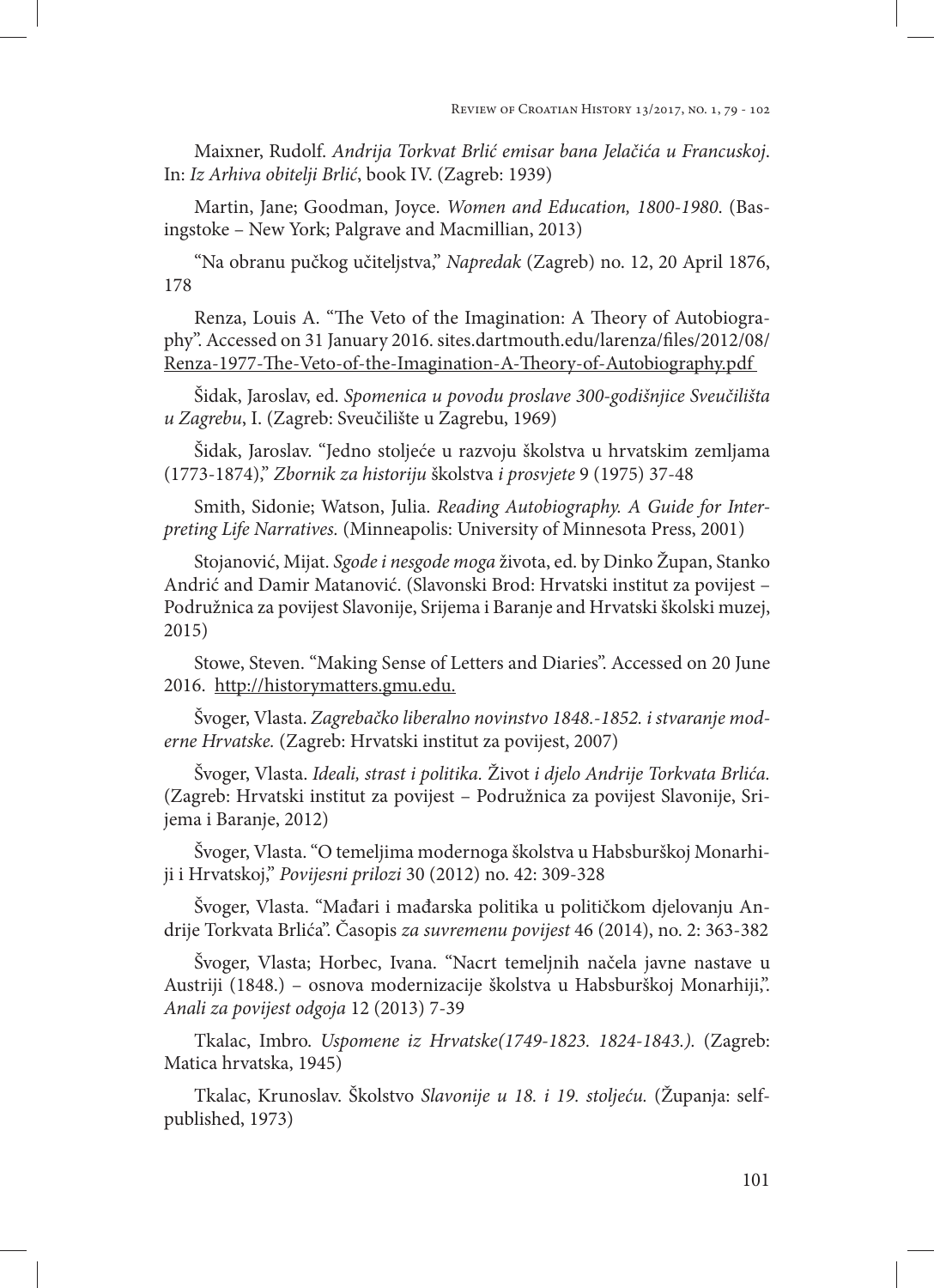Maixner, Rudolf. *Andrija Torkvat Brlić emisar bana Jelačića u Francuskoj*. In: *Iz Arhiva obitelji Brlić*, book IV. (Zagreb: 1939)

Martin, Jane; Goodman, Joyce. *Women and Education, 1800-1980*. (Basingstoke – New York; Palgrave and Macmillian, 2013)

"Na obranu pučkog učiteljstva," *Napredak* (Zagreb) no. 12, 20 April 1876, 178

Renza, Louis A. "The Veto of the Imagination: A Theory of Autobiography". Accessed on 31 January 2016. sites.dartmouth.edu/larenza/files/2012/08/Renza-1977-The-Veto-of-the-Imagination-A-Theory-of-Autobiography.pdf

Šidak, Jaroslav, ed. *Spomenica u povodu proslave 300-godišnjice Sveučilišta u Zagrebu*, I. (Zagreb: Sveučilište u Zagrebu, 1969)

Šidak, Jaroslav. "Jedno stoljeće u razvoju školstva u hrvatskim zemljama (1773-1874)," *Zbornik za historiju* školstva *i prosvjete* 9 (1975) 37-48

Smith, Sidonie; Watson, Julia. *Reading Autobiography. A Guide for Interpreting Life Narratives.* (Minneapolis: University of Minnesota Press, 2001)

Stojanović, Mijat. *Sgode i nesgode moga* života, ed. by Dinko Župan, Stanko Andrić and Damir Matanović. (Slavonski Brod: Hrvatski institut za povijest – Podružnica za povijest Slavonije, Srijema i Baranje and Hrvatski školski muzej, 2015)

Stowe, Steven. "Making Sense of Letters and Diaries". Accessed on 20 June 2016. http://historymatters.gmu.edu.

Švoger, Vlasta. *Zagrebačko liberalno novinstvo 1848.-1852. i stvaranje moderne Hrvatske.* (Zagreb: Hrvatski institut za povijest, 2007)

Švoger, Vlasta. *Ideali, strast i politika.* Život *i djelo Andrije Torkvata Brlića.* (Zagreb: Hrvatski institut za povijest – Podružnica za povijest Slavonije, Srijema i Baranje, 2012)

Švoger, Vlasta. "O temeljima modernoga školstva u Habsburškoj Monarhiji i Hrvatskoj," *Povijesni prilozi* 30 (2012) no. 42: 309-328

Švoger, Vlasta. "Mađari i mađarska politika u političkom djelovanju Andrije Torkvata Brlića". Časopis *za suvremenu povijest* 46 (2014), no. 2: 363-382

Švoger, Vlasta; Horbec, Ivana. "Nacrt temeljnih načela javne nastave u Austriji (1848.) – osnova modernizacije školstva u Habsburškoj Monarhiji,". *Anali za povijest odgoja* 12 (2013) 7-39

Tkalac, Imbro. *Uspomene iz Hrvatske(1749-1823. 1824-1843.).* (Zagreb: Matica hrvatska, 1945)

Tkalac, Krunoslav. Školstvo *Slavonije u 18. i 19. stoljeću.* (Županja: self-published, 1973)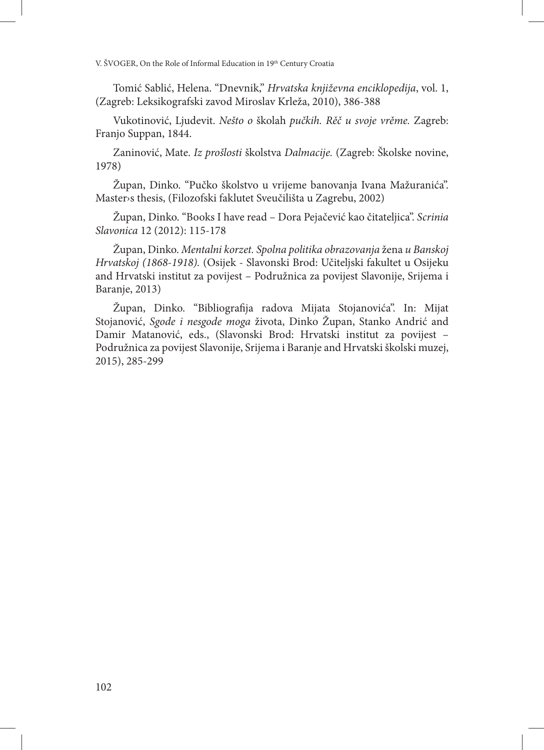Tomić Sablić, Helena. "Dnevnik," *Hrvatska književna enciklopedija*, vol. 1, (Zagreb: Leksikografski zavod Miroslav Krleža, 2010), 386-388

Vukotinović, Ljudevit. *Nešto o* školah *pučkih. Rěč u svoje vrěme.* Zagreb: Franjo Suppan, 1844.

Zaninović, Mate. *Iz prošlosti* školstva *Dalmacije.* (Zagreb: Školske novine, 1978)

Župan, Dinko. "Pučko školstvo u vrijeme banovanja Ivana Mažuranića". Master›s thesis, (Filozofski faklutet Sveučilišta u Zagrebu, 2002)

Župan, Dinko. "Books I have read – Dora Pejačević kao čitateljica". *Scrinia Slavonica* 12 (2012): 115-178

Župan, Dinko. *Mentalni korzet. Spolna politika obrazovanja* žena *u Banskoj Hrvatskoj (1868-1918).* (Osijek - Slavonski Brod: Učiteljski fakultet u Osijeku and Hrvatski institut za povijest – Podružnica za povijest Slavonije, Srijema i Baranje, 2013)

Župan, Dinko. "Bibliografija radova Mijata Stojanovića". In: Mijat Stojanović, *Sgode i nesgode moga* života, Dinko Župan, Stanko Andrić and Damir Matanović, eds., (Slavonski Brod: Hrvatski institut za povijest – Podružnica za povijest Slavonije, Srijema i Baranje and Hrvatski školski muzej, 2015), 285-299